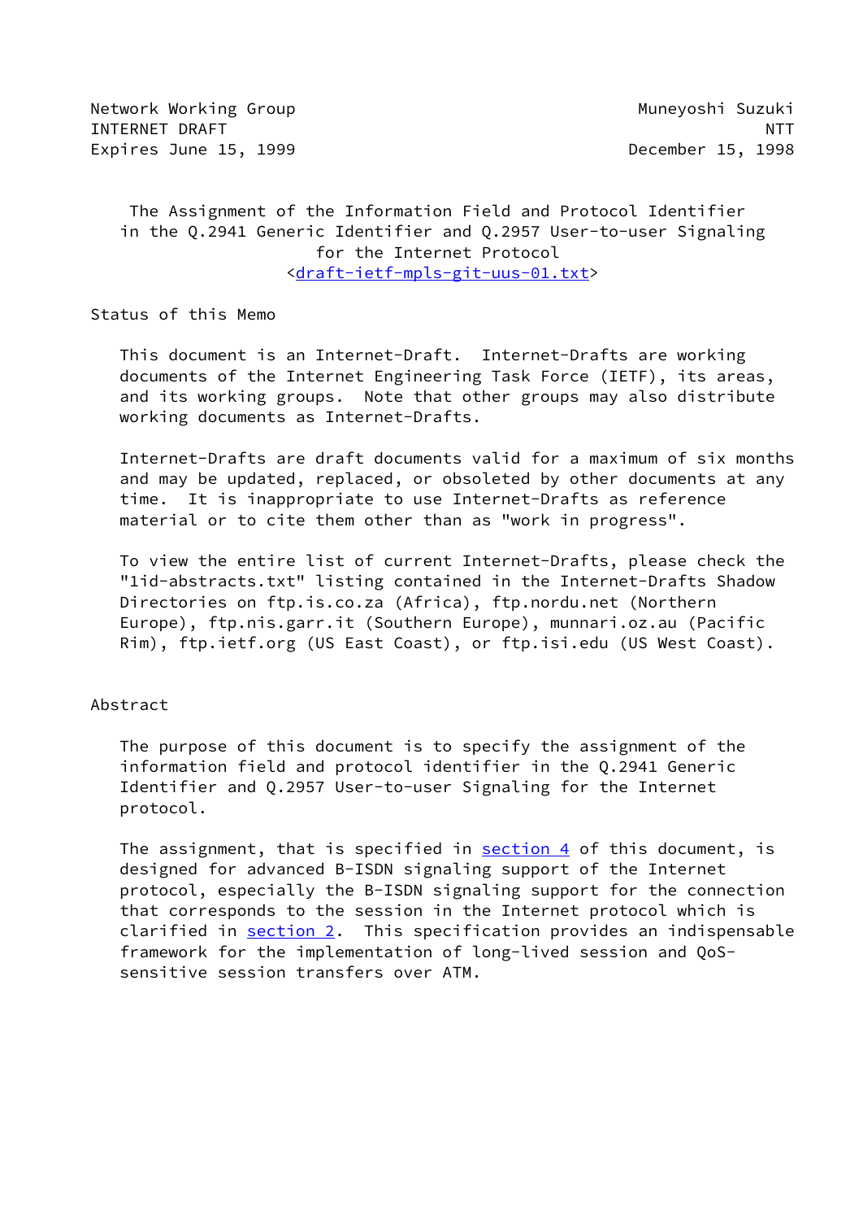Network Working Group Muneyoshi Suzuki
INTERNET DRAFT NTT
Expires June 15, 1999 December 15, 1998

# The Assignment of the Information Field and Protocol Identifier in the Q.2941 Generic Identifier and Q.2957 User-to-user Signaling for the Internet Protocol

<draft-ietf-mpls-git-uus-01.txt>

## Status of this Memo

This document is an Internet-Draft. Internet-Drafts are working documents of the Internet Engineering Task Force (IETF), its areas, and its working groups. Note that other groups may also distribute working documents as Internet-Drafts.

Internet-Drafts are draft documents valid for a maximum of six months and may be updated, replaced, or obsoleted by other documents at any time. It is inappropriate to use Internet-Drafts as reference material or to cite them other than as "work in progress".

To view the entire list of current Internet-Drafts, please check the "1id-abstracts.txt" listing contained in the Internet-Drafts Shadow Directories on ftp.is.co.za (Africa), ftp.nordu.net (Northern Europe), ftp.nis.garr.it (Southern Europe), munnari.oz.au (Pacific Rim), ftp.ietf.org (US East Coast), or ftp.isi.edu (US West Coast).

## Abstract

The purpose of this document is to specify the assignment of the information field and protocol identifier in the Q.2941 Generic Identifier and Q.2957 User-to-user Signaling for the Internet protocol.

The assignment, that is specified in section 4 of this document, is designed for advanced B-ISDN signaling support of the Internet protocol, especially the B-ISDN signaling support for the connection that corresponds to the session in the Internet protocol which is clarified in section 2. This specification provides an indispensable framework for the implementation of long-lived session and QoS-sensitive session transfers over ATM.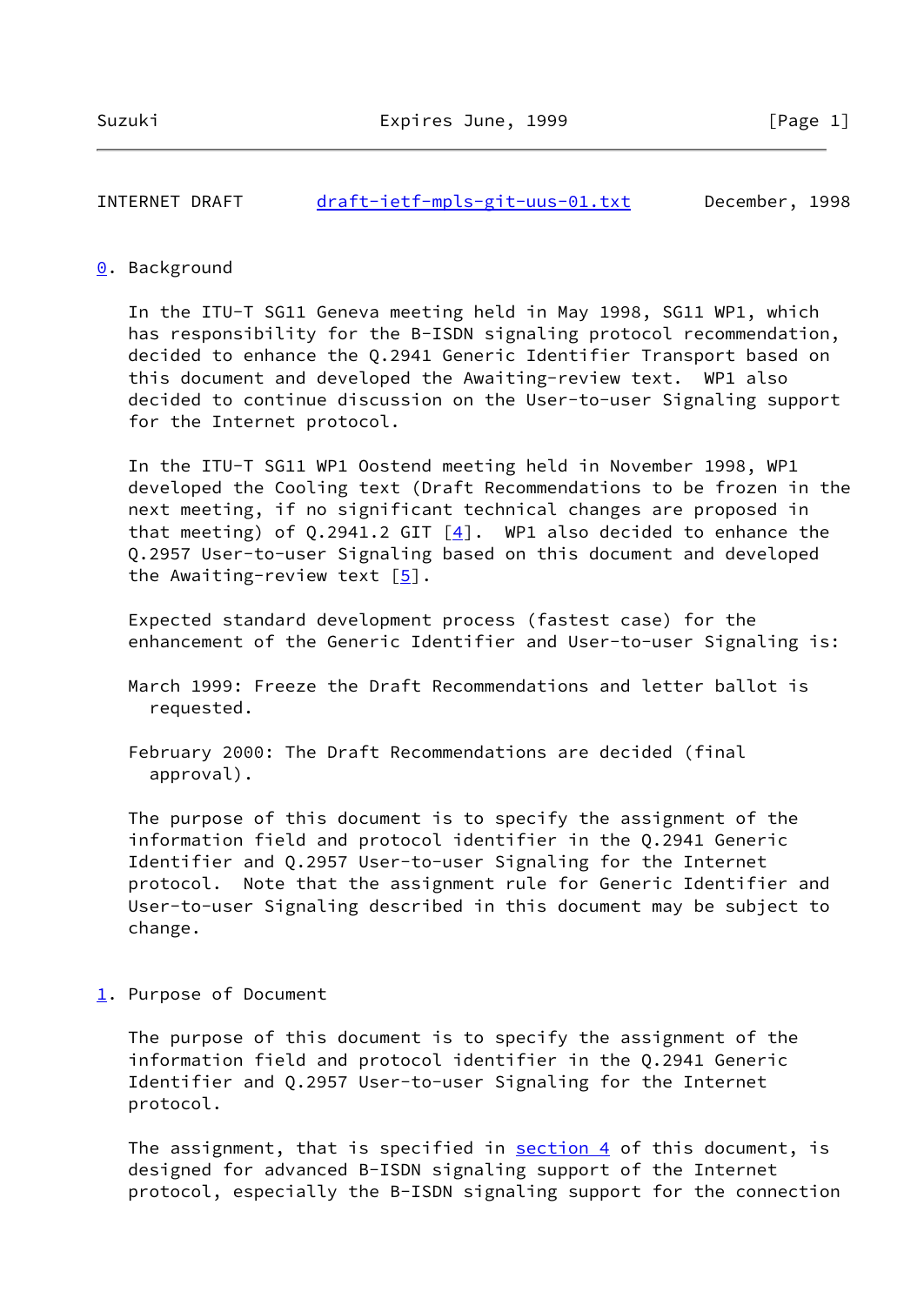## 0. Background

In the ITU-T SG11 Geneva meeting held in May 1998, SG11 WP1, which has responsibility for the B-ISDN signaling protocol recommendation, decided to enhance the Q.2941 Generic Identifier Transport based on this document and developed the Awaiting-review text. WP1 also decided to continue discussion on the User-to-user Signaling support for the Internet protocol.

In the ITU-T SG11 WP1 Oostend meeting held in November 1998, WP1 developed the Cooling text (Draft Recommendations to be frozen in the next meeting, if no significant technical changes are proposed in that meeting) of Q.2941.2 GIT [4]. WP1 also decided to enhance the Q.2957 User-to-user Signaling based on this document and developed the Awaiting-review text [5].

Expected standard development process (fastest case) for the enhancement of the Generic Identifier and User-to-user Signaling is:

March 1999: Freeze the Draft Recommendations and letter ballot is requested.

February 2000: The Draft Recommendations are decided (final approval).

The purpose of this document is to specify the assignment of the information field and protocol identifier in the Q.2941 Generic Identifier and Q.2957 User-to-user Signaling for the Internet protocol. Note that the assignment rule for Generic Identifier and User-to-user Signaling described in this document may be subject to change.

## 1. Purpose of Document

The purpose of this document is to specify the assignment of the information field and protocol identifier in the Q.2941 Generic Identifier and Q.2957 User-to-user Signaling for the Internet protocol.

The assignment, that is specified in section 4 of this document, is designed for advanced B-ISDN signaling support of the Internet protocol, especially the B-ISDN signaling support for the connection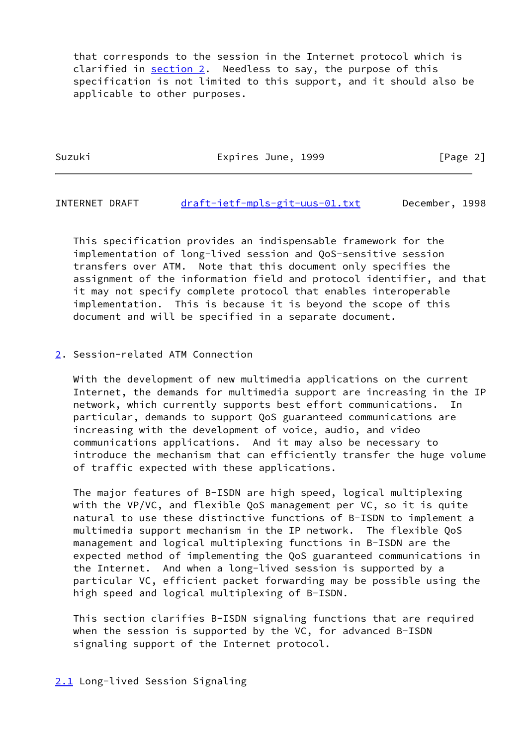that corresponds to the session in the Internet protocol which is clarified in section 2. Needless to say, the purpose of this specification is not limited to this support, and it should also be applicable to other purposes.

This specification provides an indispensable framework for the implementation of long-lived session and QoS-sensitive session transfers over ATM. Note that this document only specifies the assignment of the information field and protocol identifier, and that it may not specify complete protocol that enables interoperable implementation. This is because it is beyond the scope of this document and will be specified in a separate document.

## 2. Session-related ATM Connection

With the development of new multimedia applications on the current Internet, the demands for multimedia support are increasing in the IP network, which currently supports best effort communications. In particular, demands to support QoS guaranteed communications are increasing with the development of voice, audio, and video communications applications. And it may also be necessary to introduce the mechanism that can efficiently transfer the huge volume of traffic expected with these applications.

The major features of B-ISDN are high speed, logical multiplexing with the VP/VC, and flexible QoS management per VC, so it is quite natural to use these distinctive functions of B-ISDN to implement a multimedia support mechanism in the IP network. The flexible QoS management and logical multiplexing functions in B-ISDN are the expected method of implementing the QoS guaranteed communications in the Internet. And when a long-lived session is supported by a particular VC, efficient packet forwarding may be possible using the high speed and logical multiplexing of B-ISDN.

This section clarifies B-ISDN signaling functions that are required when the session is supported by the VC, for advanced B-ISDN signaling support of the Internet protocol.

### 2.1 Long-lived Session Signaling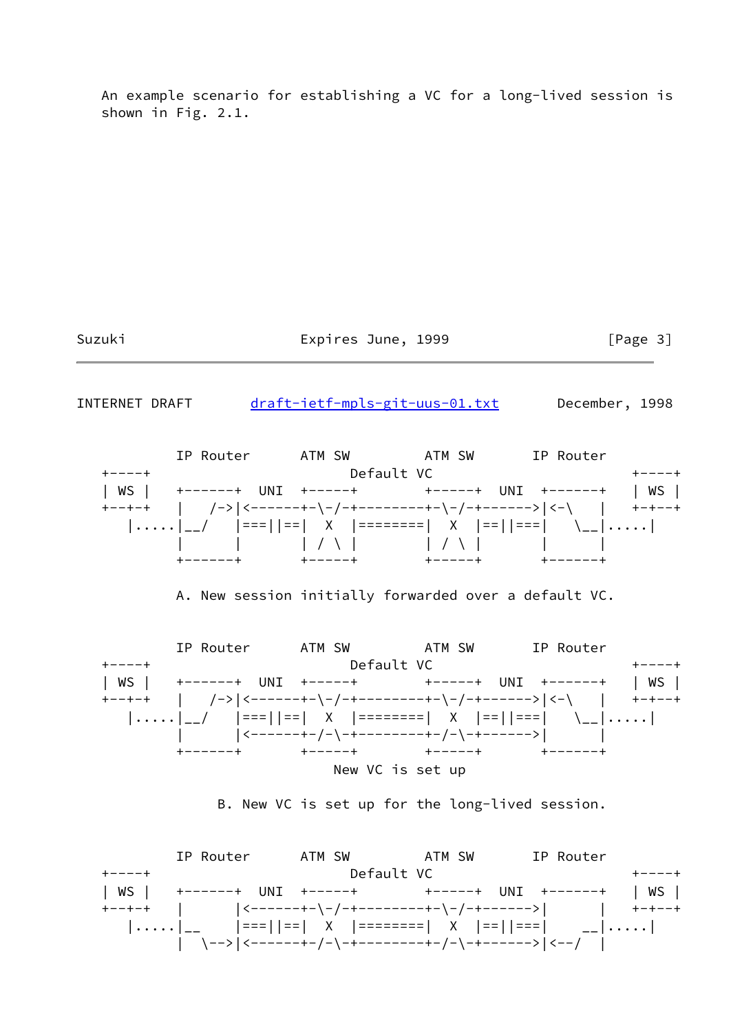An example scenario for establishing a VC for a long-lived session is shown in Fig. 2.1.

```
          IP Router      ATM SW         ATM SW       IP Router
+----+                          Default VC                          +----+
| WS |    +-------+  UNI  +------+         +------+  UNI  +-------+    | WS |
+--+-+    |   /->|<------+-\-/-+---------+-\-/-+------>|<-\    |    +-+--+
   |.....|__/   |===||==|  X  |========|  X  |==||===|   \__|.....|
          |      |       | / \ |        | / \ |       |      |
          +-------+       +------+        +------+       +-------+

          A. New session initially forwarded over a default VC.


          IP Router      ATM SW         ATM SW       IP Router
+----+                          Default VC                          +----+
| WS |    +-------+  UNI  +------+         +------+  UNI  +-------+    | WS |
+--+-+    |   /->|<------+-\-/-+---------+-\-/-+------>|<-\    |    +-+--+
   |.....|__/   |===||==|  X  |========|  X  |==||===|   \__|.....|
          |      |<------+-/-\-+---------+-/-\-+------>|      |
          +-------+       +------+        +------+       +-------+
                               New VC is set up

               B. New VC is set up for the long-lived session.


          IP Router      ATM SW         ATM SW       IP Router
+----+                          Default VC                          +----+
| WS |    +-------+  UNI  +------+         +------+  UNI  +-------+    | WS |
+--+-+    |      |<------+-\-/-+---------+-\-/-+------>|      |    +-+--+
   |.....|__     |===||==|  X  |========|  X  |==||===|    __|.....|
          |  \-->|<------+-/-\-+---------+-/-\-+------>|<--/  |
```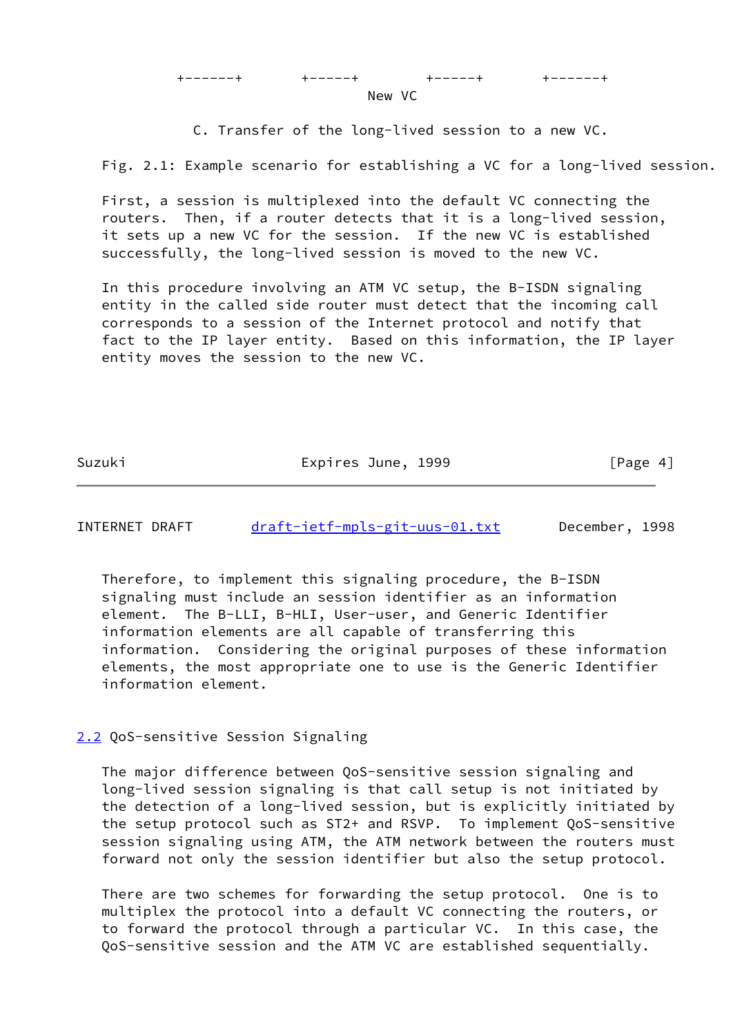```
      +------+       +-----+        +-----+       +------+
                              New VC

           C. Transfer of the long-lived session to a new VC.
```

Fig. 2.1: Example scenario for establishing a VC for a long-lived session.

First, a session is multiplexed into the default VC connecting the routers. Then, if a router detects that it is a long-lived session, it sets up a new VC for the session. If the new VC is established successfully, the long-lived session is moved to the new VC.

In this procedure involving an ATM VC setup, the B-ISDN signaling entity in the called side router must detect that the incoming call corresponds to a session of the Internet protocol and notify that fact to the IP layer entity. Based on this information, the IP layer entity moves the session to the new VC.

Therefore, to implement this signaling procedure, the B-ISDN signaling must include an session identifier as an information element. The B-LLI, B-HLI, User-user, and Generic Identifier information elements are all capable of transferring this information. Considering the original purposes of these information elements, the most appropriate one to use is the Generic Identifier information element.

## 2.2 QoS-sensitive Session Signaling

The major difference between QoS-sensitive session signaling and long-lived session signaling is that call setup is not initiated by the detection of a long-lived session, but is explicitly initiated by the setup protocol such as ST2+ and RSVP. To implement QoS-sensitive session signaling using ATM, the ATM network between the routers must forward not only the session identifier but also the setup protocol.

There are two schemes for forwarding the setup protocol. One is to multiplex the protocol into a default VC connecting the routers, or to forward the protocol through a particular VC. In this case, the QoS-sensitive session and the ATM VC are established sequentially.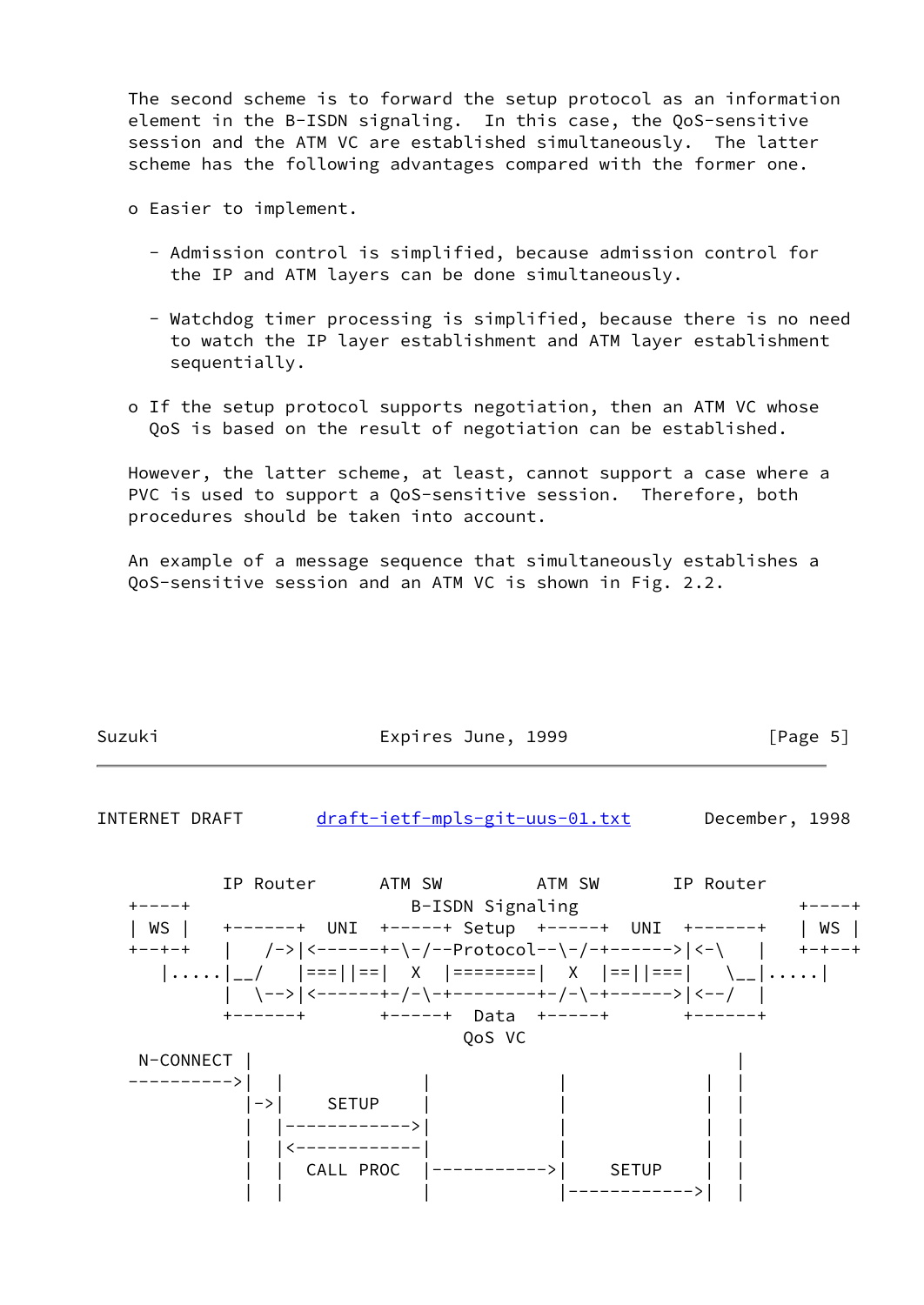The second scheme is to forward the setup protocol as an information element in the B-ISDN signaling. In this case, the QoS-sensitive session and the ATM VC are established simultaneously. The latter scheme has the following advantages compared with the former one.

- o Easier to implement.

  - Admission control is simplified, because admission control for the IP and ATM layers can be done simultaneously.

  - Watchdog timer processing is simplified, because there is no need to watch the IP layer establishment and ATM layer establishment sequentially.

- o If the setup protocol supports negotiation, then an ATM VC whose QoS is based on the result of negotiation can be established.

However, the latter scheme, at least, cannot support a case where a PVC is used to support a QoS-sensitive session. Therefore, both procedures should be taken into account.

An example of a message sequence that simultaneously establishes a QoS-sensitive session and an ATM VC is shown in Fig. 2.2.

```
           IP Router      ATM SW        ATM SW       IP Router
  +----+                     B-ISDN Signaling                     +----+
  | WS |   +-------+  UNI  +------+ Setup  +------+  UNI  +-------+   | WS |
  +--+-+   |   /->|<------+-\-/--Protocol--\-/-+------>|<-\   |   +-+--+
     |.....|__/   |===||==|  X  |========|  X  |==||===|   \__|.....|
           |  \-->|<------+-/-\-+--------+-/-\-+------>|<--/  |
           +-------+       +------+  Data  +------+       +-------+
                                    QoS VC
   N-CONNECT |                                                  |
  ---------->|  |               |            |           |  |
             |->|    SETUP      |            |           |  |
             |  |------------>|            |           |  |
             |  |<------------|            |           |  |
             |  |  CALL PROC  |----------->|   SETUP   |  |
             |  |               |            |---------->|  |
```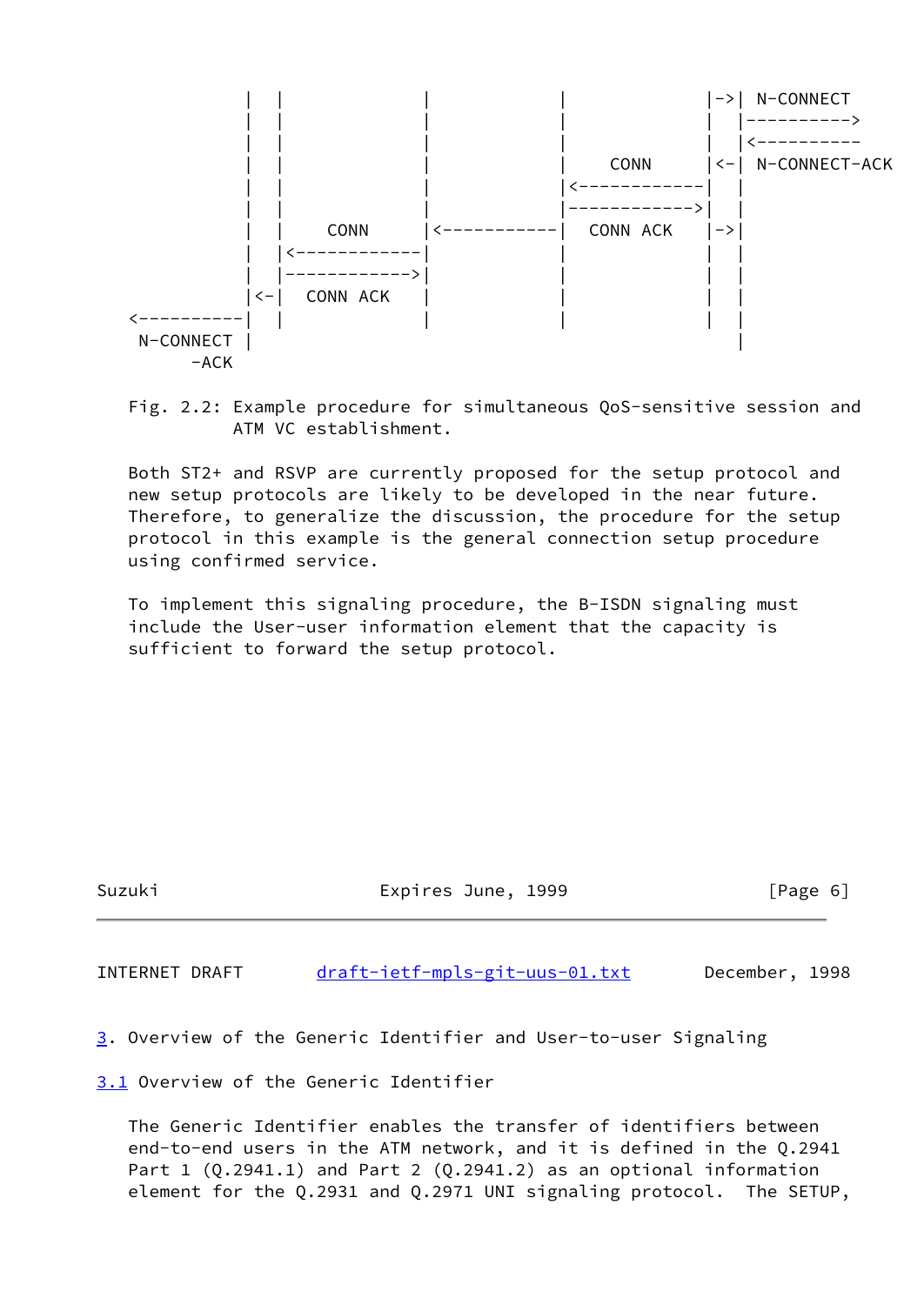```
           |  |              |             |             |->| N-CONNECT
           |  |              |             |             |  |---------->
           |  |              |             |             |  |<----------
           |  |              |             |    CONN     |<-| N-CONNECT-ACK
           |  |              |             |<------------|  |
           |  |              |             |------------>|  |
           |  |    CONN      |<------------|  CONN ACK   |->|
           |  |<-------------|             |             |  |
           |  |------------->|             |             |  |
           |<-|  CONN ACK    |             |             |  |
 <---------|  |              |             |             |  |
  N-CONNECT |                                               |
      -ACK
```

Fig. 2.2: Example procedure for simultaneous QoS-sensitive session and ATM VC establishment.

Both ST2+ and RSVP are currently proposed for the setup protocol and new setup protocols are likely to be developed in the near future. Therefore, to generalize the discussion, the procedure for the setup protocol in this example is the general connection setup procedure using confirmed service.

To implement this signaling procedure, the B-ISDN signaling must include the User-user information element that the capacity is sufficient to forward the setup protocol.

## 3. Overview of the Generic Identifier and User-to-user Signaling

### 3.1 Overview of the Generic Identifier

The Generic Identifier enables the transfer of identifiers between end-to-end users in the ATM network, and it is defined in the Q.2941 Part 1 (Q.2941.1) and Part 2 (Q.2941.2) as an optional information element for the Q.2931 and Q.2971 UNI signaling protocol. The SETUP,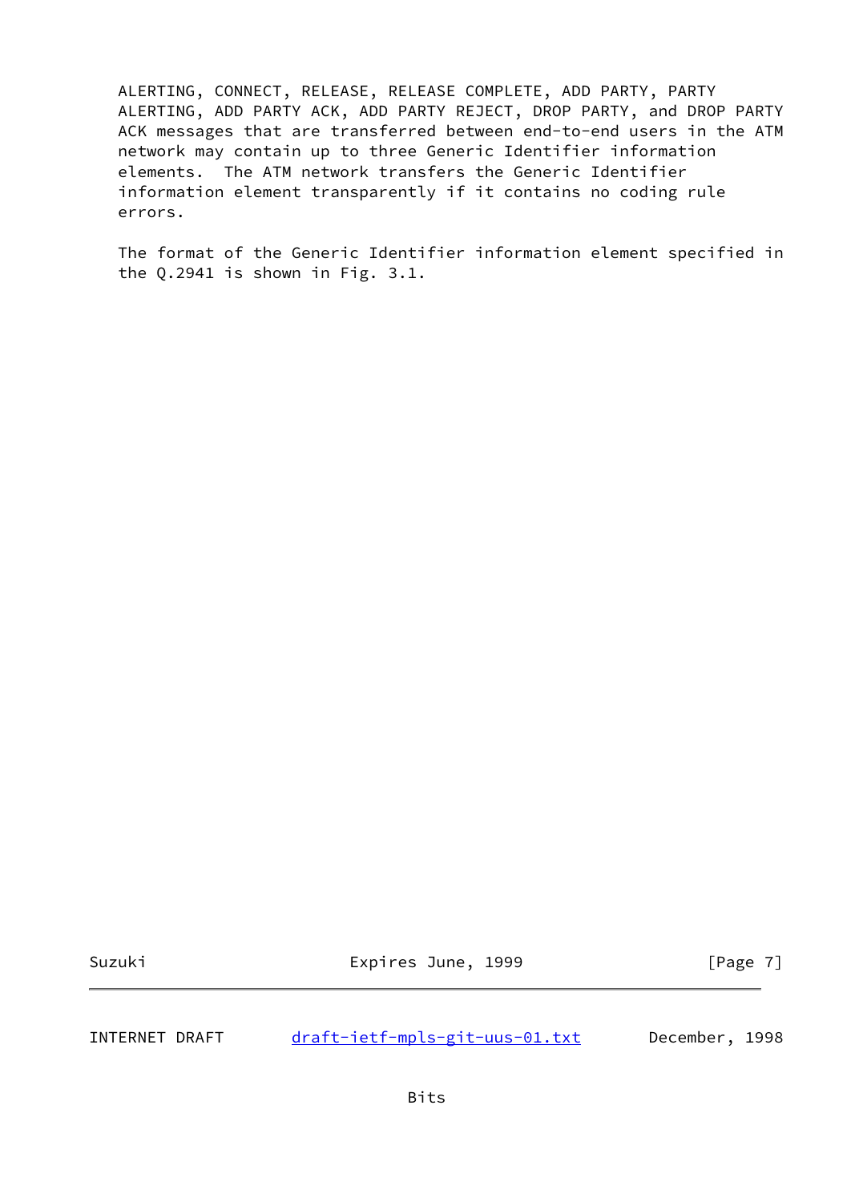ALERTING, CONNECT, RELEASE, RELEASE COMPLETE, ADD PARTY, PARTY ALERTING, ADD PARTY ACK, ADD PARTY REJECT, DROP PARTY, and DROP PARTY ACK messages that are transferred between end-to-end users in the ATM network may contain up to three Generic Identifier information elements. The ATM network transfers the Generic Identifier information element transparently if it contains no coding rule errors.

The format of the Generic Identifier information element specified in the Q.2941 is shown in Fig. 3.1.

Bits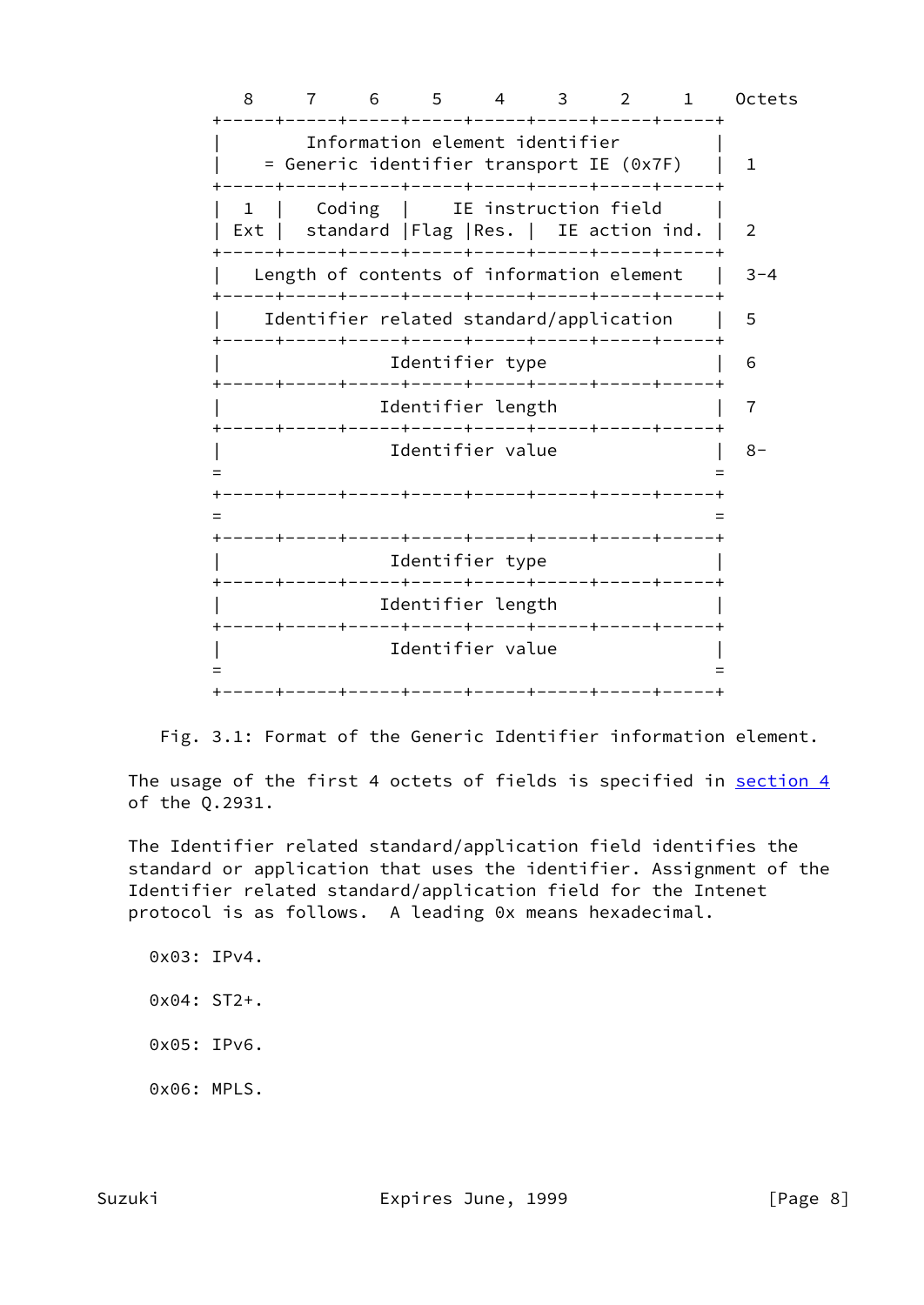```
     8     7     6     5     4     3     2     1    Octets
  +-----+-----+-----+-----+-----+-----+-----+-----+
  |        Information element identifier          |
  |    = Generic identifier transport IE (0x7F)    |  1
  +-----+-----+-----+-----+-----+-----+-----+-----+
  |  1  |   Coding  |     IE instruction field      |
  | Ext |  standard |Flag |Res. |  IE action ind.  |  2
  +-----+-----+-----+-----+-----+-----+-----+-----+
  |   Length of contents of information element    |  3-4
  +-----+-----+-----+-----+-----+-----+-----+-----+
  |    Identifier related standard/application     |  5
  +-----+-----+-----+-----+-----+-----+-----+-----+
  |                Identifier type                 |  6
  +-----+-----+-----+-----+-----+-----+-----+-----+
  |               Identifier length                |  7
  +-----+-----+-----+-----+-----+-----+-----+-----+
  |                Identifier value                |  8-
  =                                                =
  +-----+-----+-----+-----+-----+-----+-----+-----+
  =                                                =
  +-----+-----+-----+-----+-----+-----+-----+-----+
  |                Identifier type                 |
  +-----+-----+-----+-----+-----+-----+-----+-----+
  |               Identifier length                |
  +-----+-----+-----+-----+-----+-----+-----+-----+
  |                Identifier value                |
  =                                                =
  +-----+-----+-----+-----+-----+-----+-----+-----+
```

Fig. 3.1: Format of the Generic Identifier information element.

The usage of the first 4 octets of fields is specified in section 4 of the Q.2931.

The Identifier related standard/application field identifies the standard or application that uses the identifier. Assignment of the Identifier related standard/application field for the Intenet protocol is as follows. A leading 0x means hexadecimal.

0x03: IPv4.

0x04: ST2+.

0x05: IPv6.

0x06: MPLS.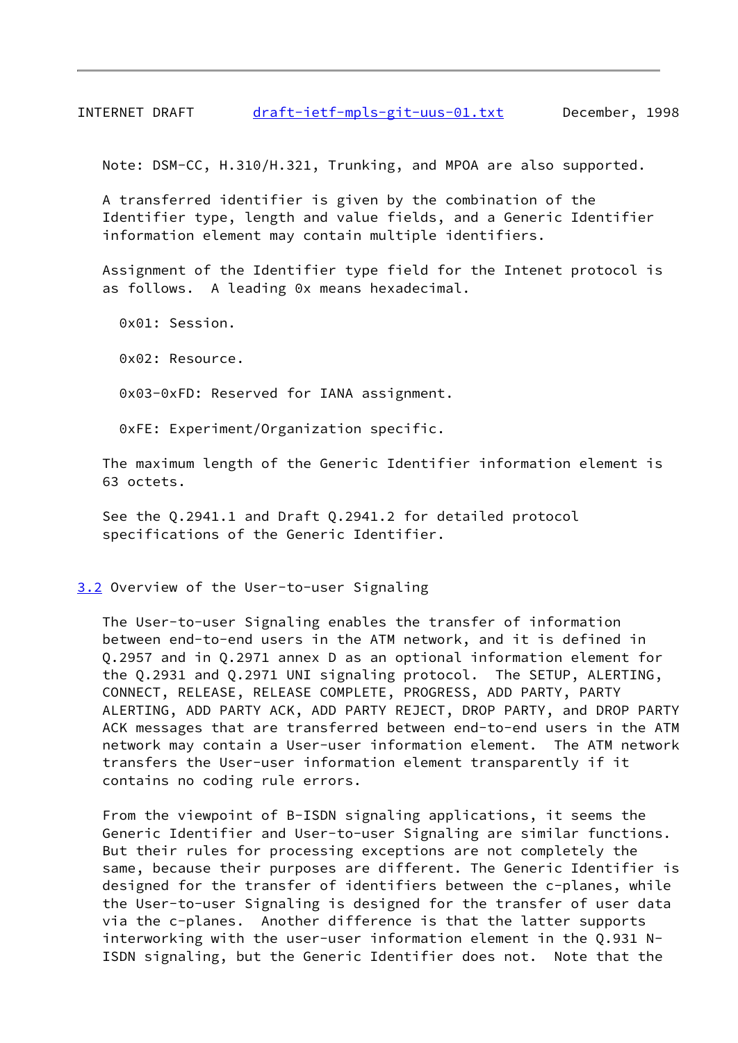Note: DSM-CC, H.310/H.321, Trunking, and MPOA are also supported.

A transferred identifier is given by the combination of the Identifier type, length and value fields, and a Generic Identifier information element may contain multiple identifiers.

Assignment of the Identifier type field for the Intenet protocol is as follows. A leading 0x means hexadecimal.

- 0x01: Session.

- 0x02: Resource.

- 0x03-0xFD: Reserved for IANA assignment.

- 0xFE: Experiment/Organization specific.

The maximum length of the Generic Identifier information element is 63 octets.

See the Q.2941.1 and Draft Q.2941.2 for detailed protocol specifications of the Generic Identifier.

### 3.2 Overview of the User-to-user Signaling

The User-to-user Signaling enables the transfer of information between end-to-end users in the ATM network, and it is defined in Q.2957 and in Q.2971 annex D as an optional information element for the Q.2931 and Q.2971 UNI signaling protocol. The SETUP, ALERTING, CONNECT, RELEASE, RELEASE COMPLETE, PROGRESS, ADD PARTY, PARTY ALERTING, ADD PARTY ACK, ADD PARTY REJECT, DROP PARTY, and DROP PARTY ACK messages that are transferred between end-to-end users in the ATM network may contain a User-user information element. The ATM network transfers the User-user information element transparently if it contains no coding rule errors.

From the viewpoint of B-ISDN signaling applications, it seems the Generic Identifier and User-to-user Signaling are similar functions. But their rules for processing exceptions are not completely the same, because their purposes are different. The Generic Identifier is designed for the transfer of identifiers between the c-planes, while the User-to-user Signaling is designed for the transfer of user data via the c-planes. Another difference is that the latter supports interworking with the user-user information element in the Q.931 N-ISDN signaling, but the Generic Identifier does not. Note that the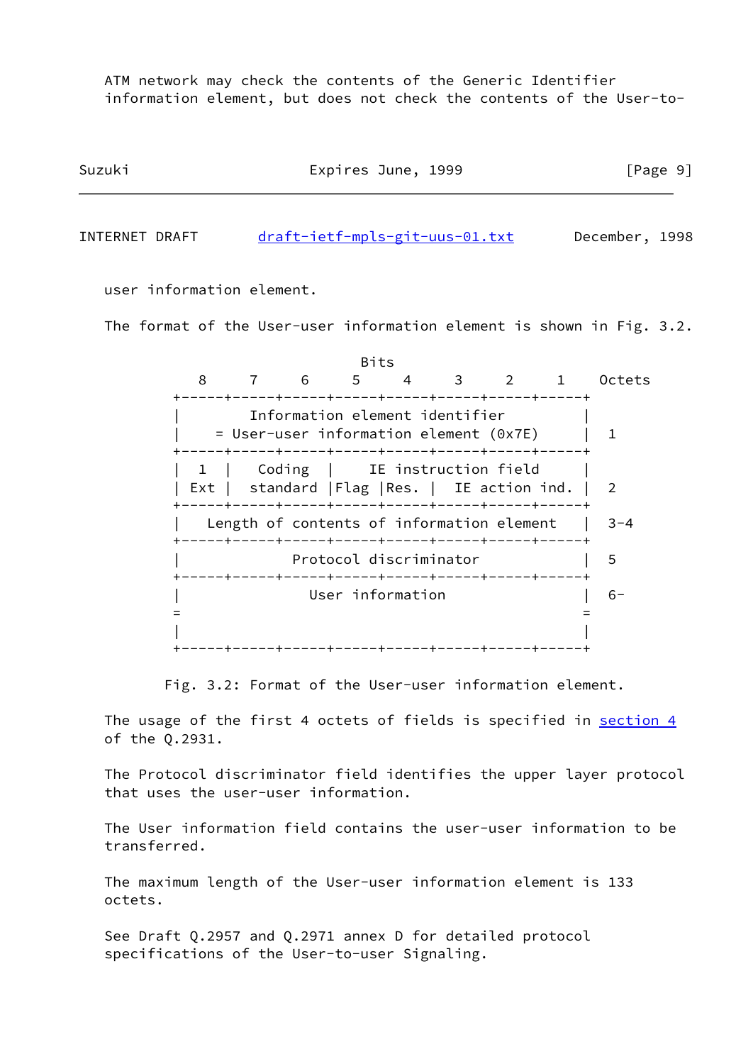ATM network may check the contents of the Generic Identifier information element, but does not check the contents of the User-to-user information element.

The format of the User-user information element is shown in Fig. 3.2.

```
                               Bits
             8     7     6     5     4     3     2     1    Octets
          +-----+-----+-----+-----+-----+-----+-----+-----+
          |        Information element identifier         |
          |    = User-user information element (0x7E)     |  1
          +-----+-----+-----+-----+-----+-----+-----+-----+
          |  1  |   Coding  |     IE instruction field    |
          | Ext |  standard |Flag |Res. |  IE action ind. |  2
          +-----+-----+-----+-----+-----+-----+-----+-----+
          |   Length of contents of information element   |  3-4
          +-----+-----+-----+-----+-----+-----+-----+-----+
          |             Protocol discriminator            |  5
          +-----+-----+-----+-----+-----+-----+-----+-----+
          |                User information               |  6-
          =                                               =
          |                                               |
          +-----+-----+-----+-----+-----+-----+-----+-----+
```

Fig. 3.2: Format of the User-user information element.

The usage of the first 4 octets of fields is specified in section 4 of the Q.2931.

The Protocol discriminator field identifies the upper layer protocol that uses the user-user information.

The User information field contains the user-user information to be transferred.

The maximum length of the User-user information element is 133 octets.

See Draft Q.2957 and Q.2971 annex D for detailed protocol specifications of the User-to-user Signaling.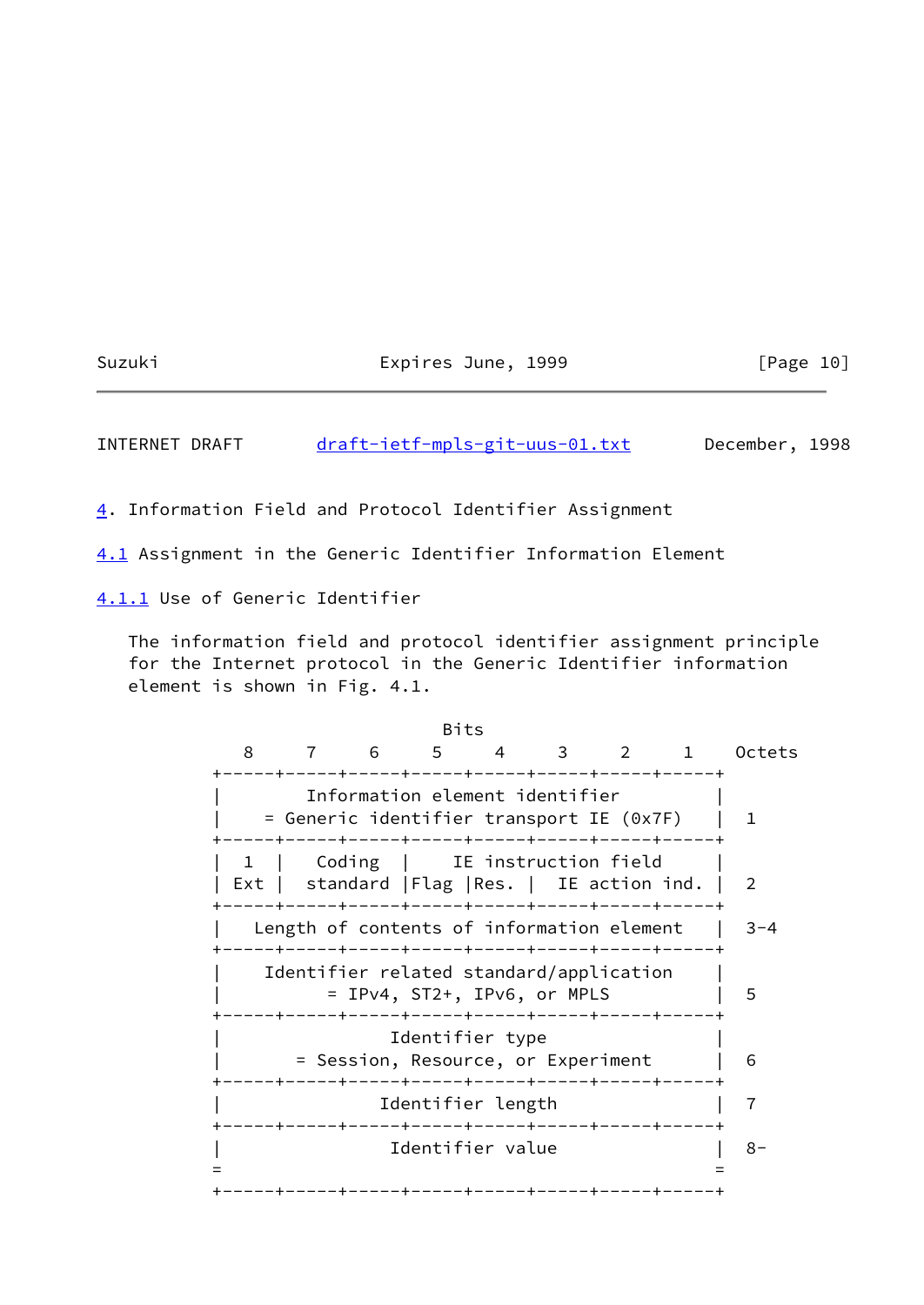# 4. Information Field and Protocol Identifier Assignment

## 4.1 Assignment in the Generic Identifier Information Element

### 4.1.1 Use of Generic Identifier

The information field and protocol identifier assignment principle for the Internet protocol in the Generic Identifier information element is shown in Fig. 4.1.

```
                               Bits
          8     7     6     5     4     3     2     1    Octets
       +-----+-----+-----+-----+-----+-----+-----+-----+
       |        Information element identifier         |
       |   = Generic identifier transport IE (0x7F)    |   1
       +-----+-----+-----+-----+-----+-----+-----+-----+
       |  1  |   Coding   |    IE instruction field    |
       | Ext |  standard  |Flag |Res. |  IE action ind. |  2
       +-----+-----+-----+-----+-----+-----+-----+-----+
       |   Length of contents of information element   |  3-4
       +-----+-----+-----+-----+-----+-----+-----+-----+
       |    Identifier related standard/application    |
       |          = IPv4, ST2+, IPv6, or MPLS          |   5
       +-----+-----+-----+-----+-----+-----+-----+-----+
       |                Identifier type                |
       |       = Session, Resource, or Experiment      |   6
       +-----+-----+-----+-----+-----+-----+-----+-----+
       |               Identifier length               |   7
       +-----+-----+-----+-----+-----+-----+-----+-----+
       |                Identifier value               |   8-
       =                                               =
       +-----+-----+-----+-----+-----+-----+-----+-----+
```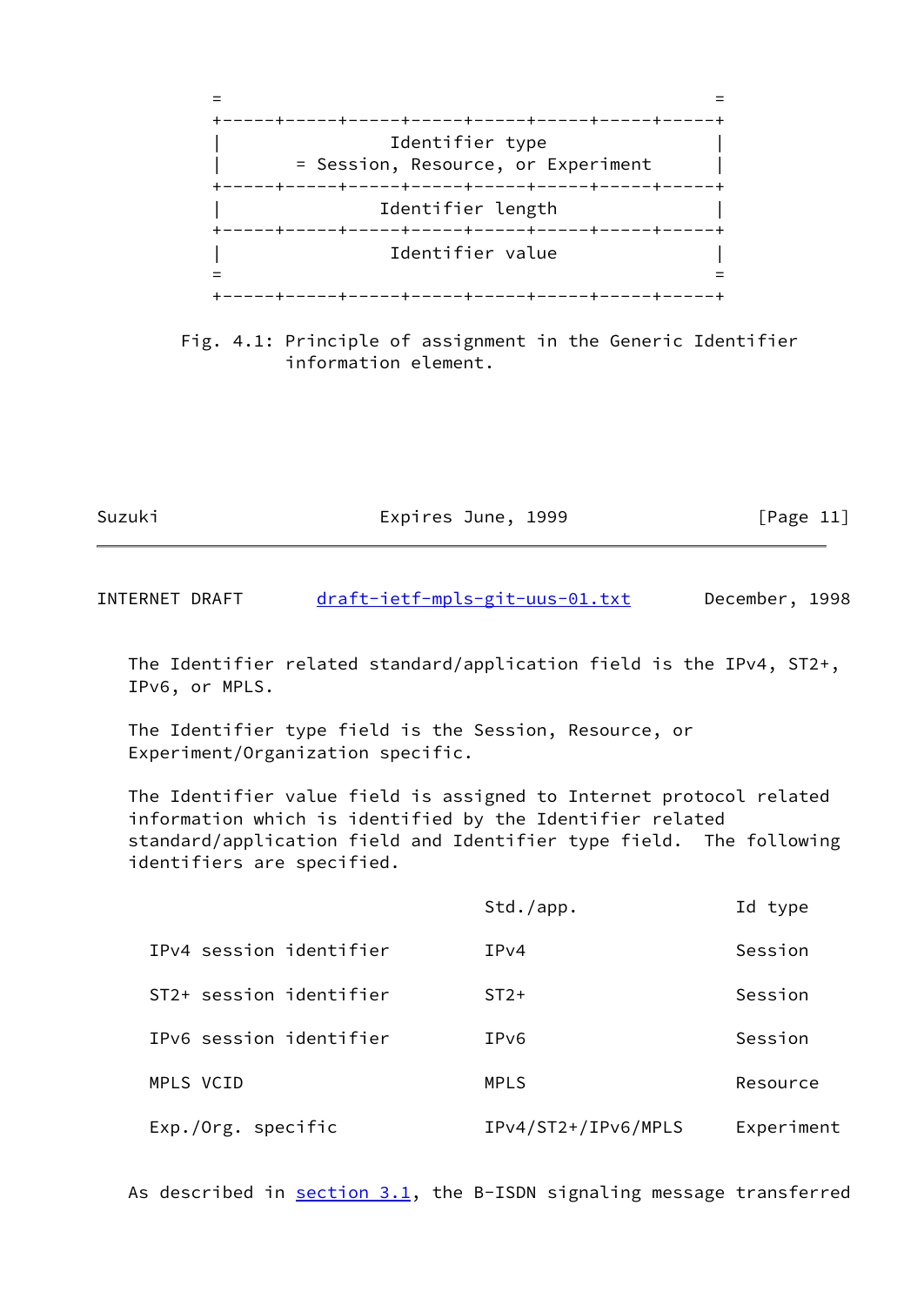```
   =                                               =
   +-----+-----+-----+-----+-----+-----+-----+-----+
   |               Identifier type                 |
   |       = Session, Resource, or Experiment      |
   +-----+-----+-----+-----+-----+-----+-----+-----+
   |              Identifier length                |
   +-----+-----+-----+-----+-----+-----+-----+-----+
   |               Identifier value                |
   =                                               =
   +-----+-----+-----+-----+-----+-----+-----+-----+
```

Fig. 4.1: Principle of assignment in the Generic Identifier information element.

The Identifier related standard/application field is the IPv4, ST2+, IPv6, or MPLS.

The Identifier type field is the Session, Resource, or Experiment/Organization specific.

The Identifier value field is assigned to Internet protocol related information which is identified by the Identifier related standard/application field and Identifier type field. The following identifiers are specified.

| | Std./app. | Id type |
|---|---|---|
| IPv4 session identifier | IPv4 | Session |
| ST2+ session identifier | ST2+ | Session |
| IPv6 session identifier | IPv6 | Session |
| MPLS VCID | MPLS | Resource |
| Exp./Org. specific | IPv4/ST2+/IPv6/MPLS | Experiment |

As described in section 3.1, the B-ISDN signaling message transferred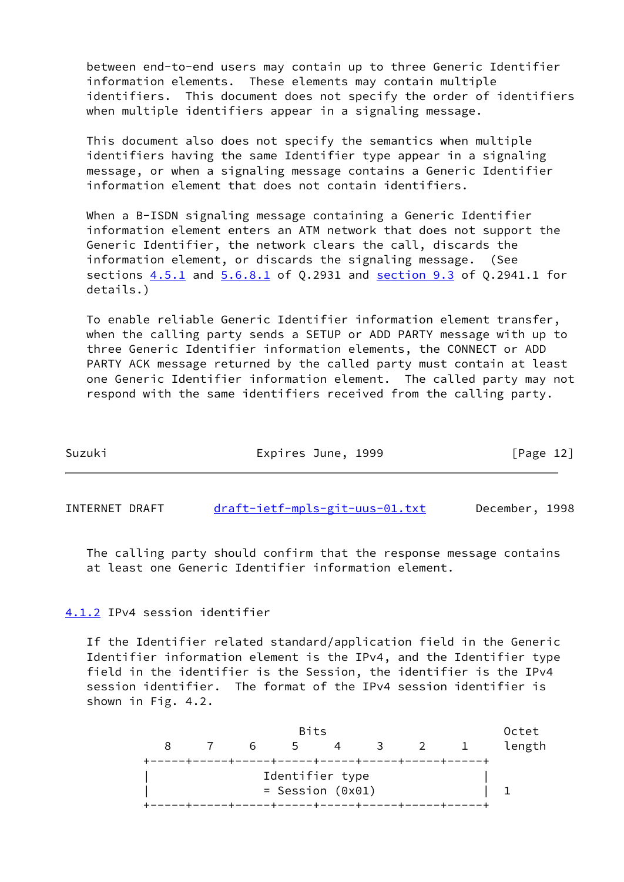between end-to-end users may contain up to three Generic Identifier information elements. These elements may contain multiple identifiers. This document does not specify the order of identifiers when multiple identifiers appear in a signaling message.

This document also does not specify the semantics when multiple identifiers having the same Identifier type appear in a signaling message, or when a signaling message contains a Generic Identifier information element that does not contain identifiers.

When a B-ISDN signaling message containing a Generic Identifier information element enters an ATM network that does not support the Generic Identifier, the network clears the call, discards the information element, or discards the signaling message. (See sections 4.5.1 and 5.6.8.1 of Q.2931 and section 9.3 of Q.2941.1 for details.)

To enable reliable Generic Identifier information element transfer, when the calling party sends a SETUP or ADD PARTY message with up to three Generic Identifier information elements, the CONNECT or ADD PARTY ACK message returned by the called party must contain at least one Generic Identifier information element. The called party may not respond with the same identifiers received from the calling party.

The calling party should confirm that the response message contains at least one Generic Identifier information element.

### 4.1.2 IPv4 session identifier

If the Identifier related standard/application field in the Generic Identifier information element is the IPv4, and the Identifier type field in the identifier is the Session, the identifier is the IPv4 session identifier. The format of the IPv4 session identifier is shown in Fig. 4.2.

```
                              Bits                          Octet
       8     7     6     5     4     3     2     1       length
    +-----+-----+-----+-----+-----+-----+-----+-----+
    |                Identifier type                |
    |                = Session (0x01)               |   1
    +-----+-----+-----+-----+-----+-----+-----+-----+
```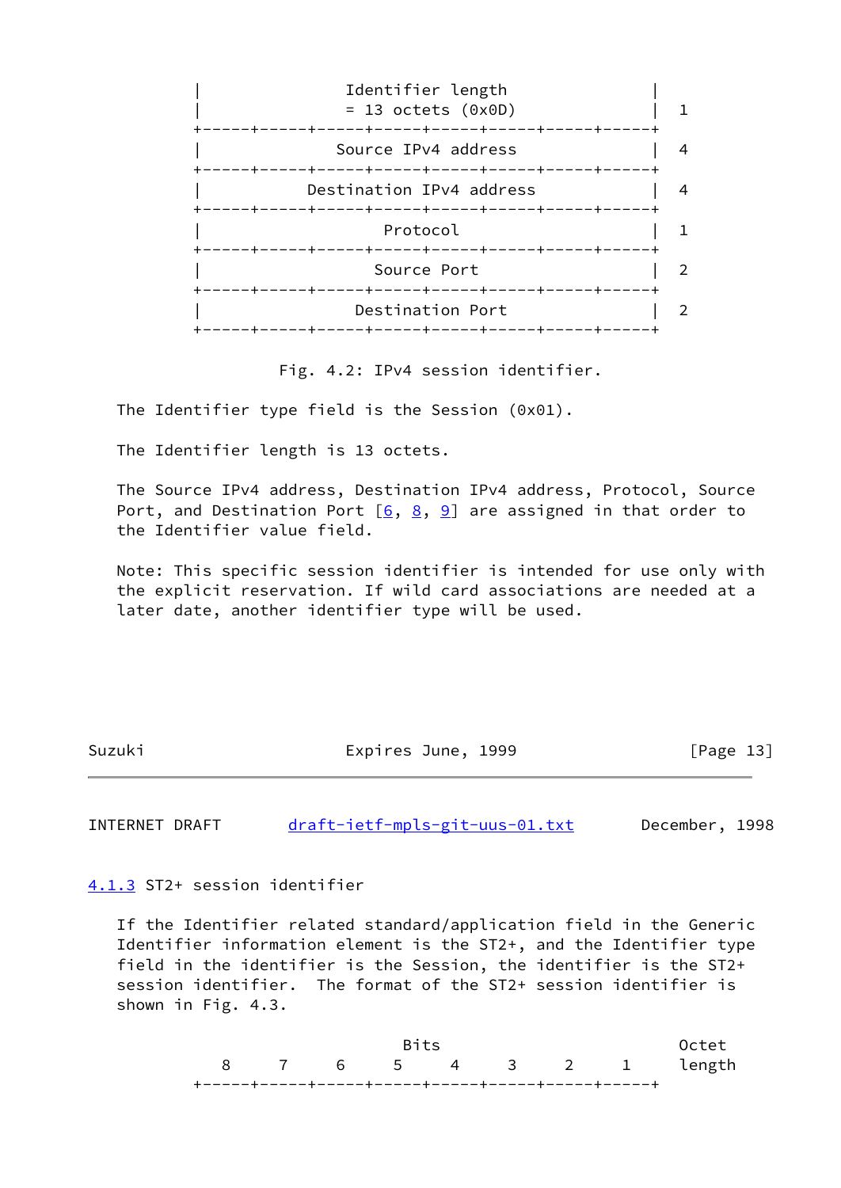```
|              Identifier length               |
|              = 13 octets (0x0D)              |  1
+-----+-----+-----+-----+-----+-----+-----+-----+
|             Source IPv4 address              |  4
+-----+-----+-----+-----+-----+-----+-----+-----+
|          Destination IPv4 address            |  4
+-----+-----+-----+-----+-----+-----+-----+-----+
|                  Protocol                    |  1
+-----+-----+-----+-----+-----+-----+-----+-----+
|                Source Port                   |  2
+-----+-----+-----+-----+-----+-----+-----+-----+
|              Destination Port                |  2
+-----+-----+-----+-----+-----+-----+-----+-----+
```

Fig. 4.2: IPv4 session identifier.

The Identifier type field is the Session (0x01).

The Identifier length is 13 octets.

The Source IPv4 address, Destination IPv4 address, Protocol, Source Port, and Destination Port [6, 8, 9] are assigned in that order to the Identifier value field.

Note: This specific session identifier is intended for use only with the explicit reservation. If wild card associations are needed at a later date, another identifier type will be used.

### 4.1.3 ST2+ session identifier

If the Identifier related standard/application field in the Generic Identifier information element is the ST2+, and the Identifier type field in the identifier is the Session, the identifier is the ST2+ session identifier. The format of the ST2+ session identifier is shown in Fig. 4.3.

```
                     Bits                         Octet
   8     7     6     5     4     3     2     1    length
+-----+-----+-----+-----+-----+-----+-----+-----+
```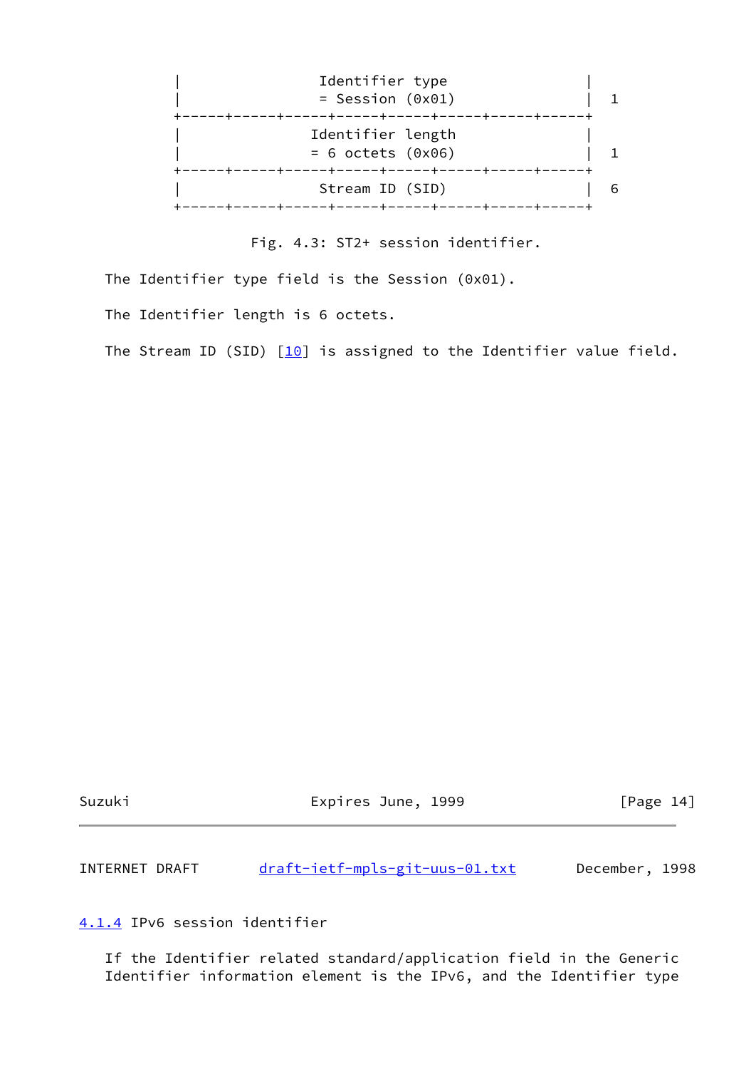```
|                 Identifier type                 |
|                 = Session (0x01)                |  1
+-----+-----+-----+-----+-----+-----+-----+-----+
|                Identifier length                |
|                = 6 octets (0x06)                |  1
+-----+-----+-----+-----+-----+-----+-----+-----+
|                 Stream ID (SID)                 |  6
+-----+-----+-----+-----+-----+-----+-----+-----+
```

Fig. 4.3: ST2+ session identifier.

The Identifier type field is the Session (0x01).

The Identifier length is 6 octets.

The Stream ID (SID) [10] is assigned to the Identifier value field.

### 4.1.4 IPv6 session identifier

If the Identifier related standard/application field in the Generic Identifier information element is the IPv6, and the Identifier type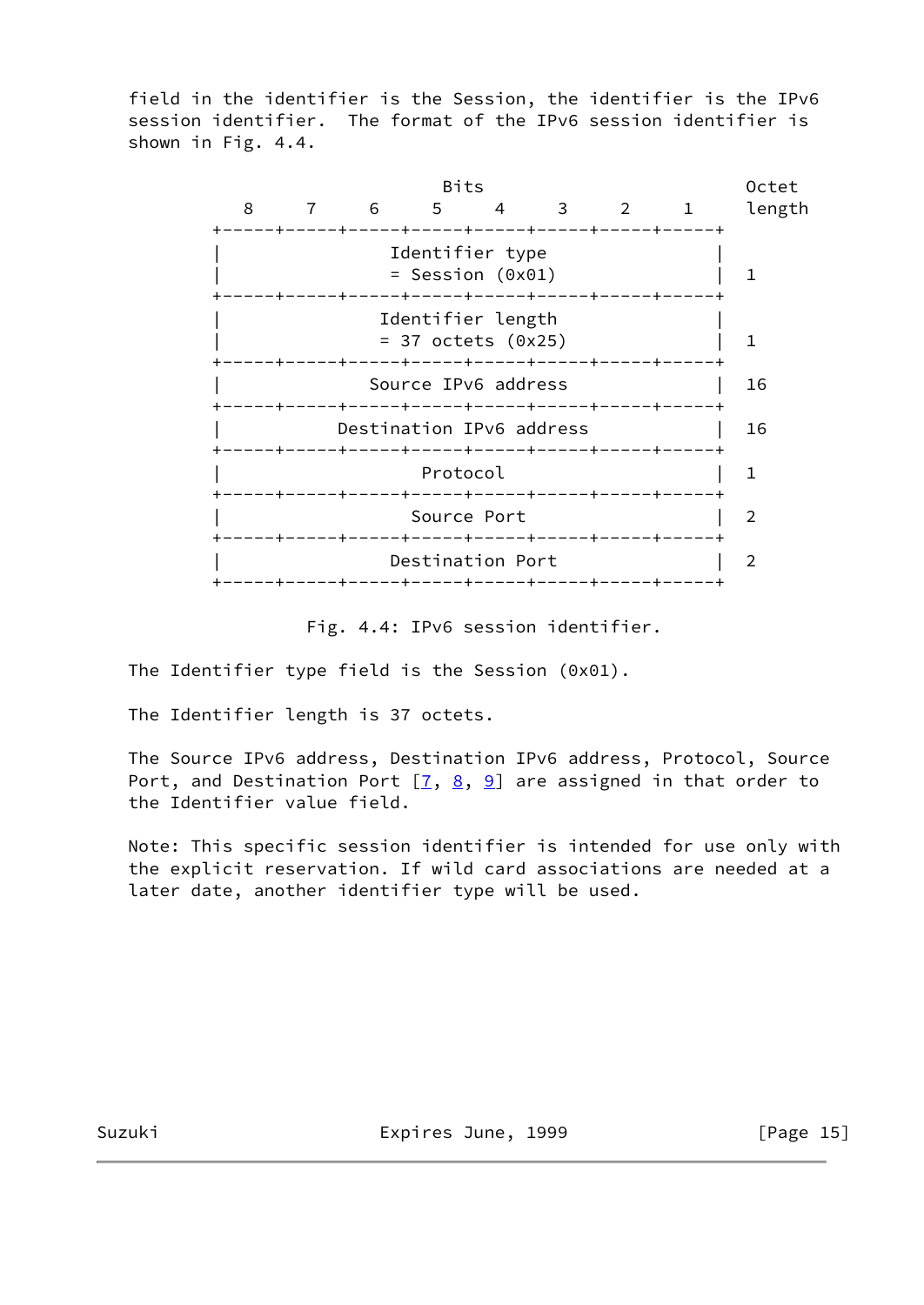field in the identifier is the Session, the identifier is the IPv6 session identifier. The format of the IPv6 session identifier is shown in Fig. 4.4.

```
                             Bits                          Octet
      8     7     6     5     4     3     2     1       length
   +-----+-----+-----+-----+-----+-----+-----+-----+
   |               Identifier type                 |
   |               = Session (0x01)                |     1
   +-----+-----+-----+-----+-----+-----+-----+-----+
   |              Identifier length                |
   |              = 37 octets (0x25)               |     1
   +-----+-----+-----+-----+-----+-----+-----+-----+
   |             Source IPv6 address               |    16
   +-----+-----+-----+-----+-----+-----+-----+-----+
   |          Destination IPv6 address             |    16
   +-----+-----+-----+-----+-----+-----+-----+-----+
   |                  Protocol                     |     1
   +-----+-----+-----+-----+-----+-----+-----+-----+
   |                Source Port                    |     2
   +-----+-----+-----+-----+-----+-----+-----+-----+
   |              Destination Port                 |     2
   +-----+-----+-----+-----+-----+-----+-----+-----+
```

Fig. 4.4: IPv6 session identifier.

The Identifier type field is the Session (0x01).

The Identifier length is 37 octets.

The Source IPv6 address, Destination IPv6 address, Protocol, Source Port, and Destination Port [7, 8, 9] are assigned in that order to the Identifier value field.

Note: This specific session identifier is intended for use only with the explicit reservation. If wild card associations are needed at a later date, another identifier type will be used.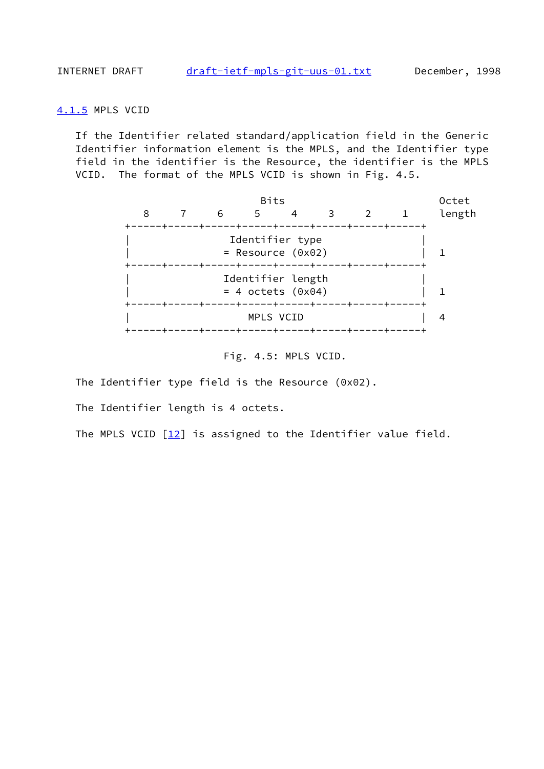### 4.1.5 MPLS VCID

If the Identifier related standard/application field in the Generic Identifier information element is the MPLS, and the Identifier type field in the identifier is the Resource, the identifier is the MPLS VCID. The format of the MPLS VCID is shown in Fig. 4.5.

```
                             Bits                          Octet
      8     7     6     5     4     3     2     1      length
   +-----+-----+-----+-----+-----+-----+-----+-----+
   |              Identifier type                  |
   |             = Resource (0x02)                 |   1
   +-----+-----+-----+-----+-----+-----+-----+-----+
   |             Identifier length                 |
   |             = 4 octets (0x04)                 |   1
   +-----+-----+-----+-----+-----+-----+-----+-----+
   |                  MPLS VCID                    |   4
   +-----+-----+-----+-----+-----+-----+-----+-----+
```

Fig. 4.5: MPLS VCID.

The Identifier type field is the Resource (0x02).

The Identifier length is 4 octets.

The MPLS VCID [12] is assigned to the Identifier value field.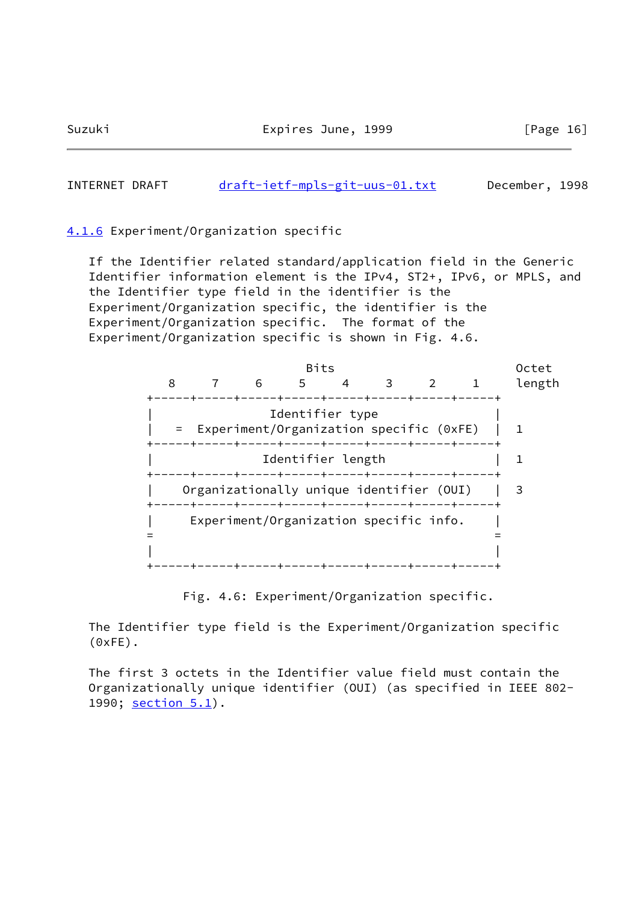### 4.1.6 Experiment/Organization specific

If the Identifier related standard/application field in the Generic Identifier information element is the IPv4, ST2+, IPv6, or MPLS, and the Identifier type field in the identifier is the Experiment/Organization specific, the identifier is the Experiment/Organization specific. The format of the Experiment/Organization specific is shown in Fig. 4.6.

```
                            Bits                              Octet
     8     7     6     5     4     3     2     1       length
  +-----+-----+-----+-----+-----+-----+-----+-----+
  |                Identifier type                |
  |   =  Experiment/Organization specific (0xFE)  |    1
  +-----+-----+-----+-----+-----+-----+-----+-----+
  |               Identifier length               |    1
  +-----+-----+-----+-----+-----+-----+-----+-----+
  |    Organizationally unique identifier (OUI)   |    3
  +-----+-----+-----+-----+-----+-----+-----+-----+
  |     Experiment/Organization specific info.    |
  =                                               =
  |                                               |
  +-----+-----+-----+-----+-----+-----+-----+-----+
```

Fig. 4.6: Experiment/Organization specific.

The Identifier type field is the Experiment/Organization specific (0xFE).

The first 3 octets in the Identifier value field must contain the Organizationally unique identifier (OUI) (as specified in IEEE 802-1990; section 5.1).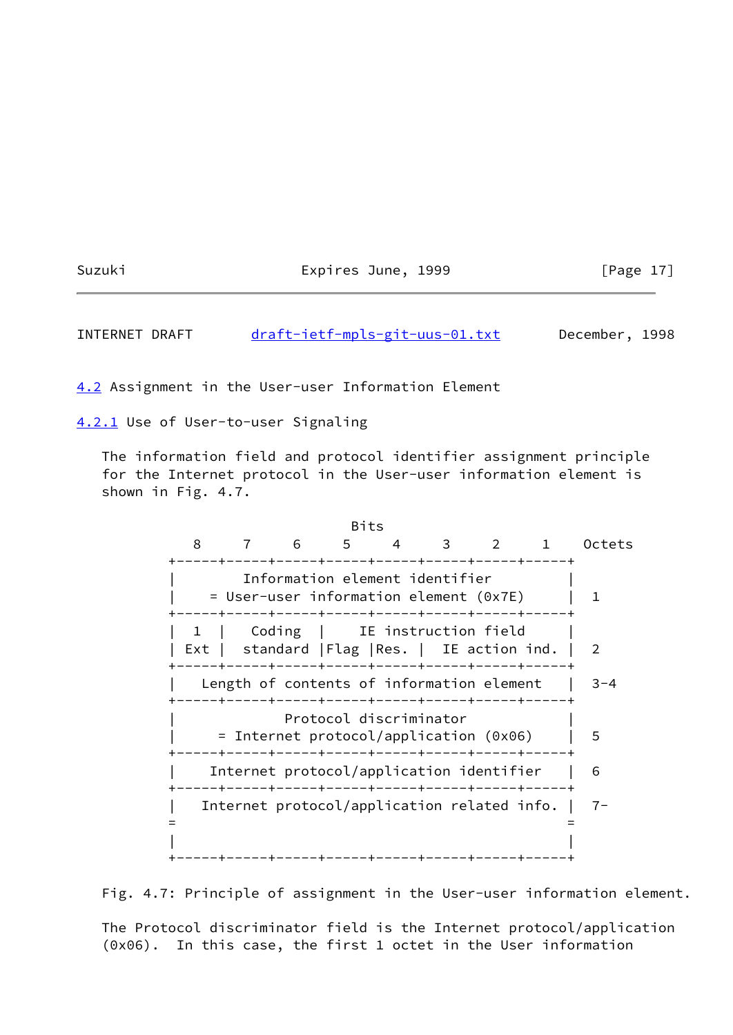### 4.2 Assignment in the User-user Information Element

#### 4.2.1 Use of User-to-user Signaling

The information field and protocol identifier assignment principle for the Internet protocol in the User-user information element is shown in Fig. 4.7.

```
                             Bits
          8     7     6     5     4     3     2     1    Octets
       +-----+-----+-----+-----+-----+-----+-----+-----+
       |         Information element identifier        |
       |    = User-user information element (0x7E)     |  1
       +-----+-----+-----+-----+-----+-----+-----+-----+
       |  1  |   Coding  |     IE instruction field    |
       | Ext |  standard |Flag |Res. |  IE action ind. |  2
       +-----+-----+-----+-----+-----+-----+-----+-----+
       |   Length of contents of information element   |  3-4
       +-----+-----+-----+-----+-----+-----+-----+-----+
       |             Protocol discriminator            |
       |     = Internet protocol/application (0x06)    |  5
       +-----+-----+-----+-----+-----+-----+-----+-----+
       |    Internet protocol/application identifier   |  6
       +-----+-----+-----+-----+-----+-----+-----+-----+
       |   Internet protocol/application related info. |  7-
       =                                               =
       |                                               |
       +-----+-----+-----+-----+-----+-----+-----+-----+
```

Fig. 4.7: Principle of assignment in the User-user information element.

The Protocol discriminator field is the Internet protocol/application (0x06). In this case, the first 1 octet in the User information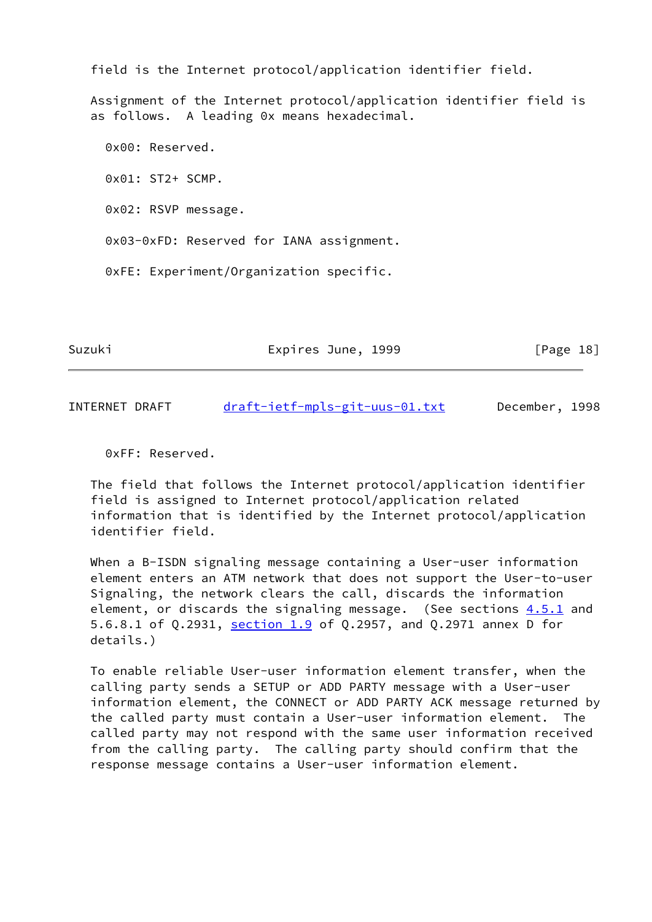field is the Internet protocol/application identifier field.

Assignment of the Internet protocol/application identifier field is as follows. A leading 0x means hexadecimal.

0x00: Reserved.

0x01: ST2+ SCMP.

0x02: RSVP message.

0x03-0xFD: Reserved for IANA assignment.

0xFE: Experiment/Organization specific.

0xFF: Reserved.

The field that follows the Internet protocol/application identifier field is assigned to Internet protocol/application related information that is identified by the Internet protocol/application identifier field.

When a B-ISDN signaling message containing a User-user information element enters an ATM network that does not support the User-to-user Signaling, the network clears the call, discards the information element, or discards the signaling message. (See sections 4.5.1 and 5.6.8.1 of Q.2931, section 1.9 of Q.2957, and Q.2971 annex D for details.)

To enable reliable User-user information element transfer, when the calling party sends a SETUP or ADD PARTY message with a User-user information element, the CONNECT or ADD PARTY ACK message returned by the called party must contain a User-user information element. The called party may not respond with the same user information received from the calling party. The calling party should confirm that the response message contains a User-user information element.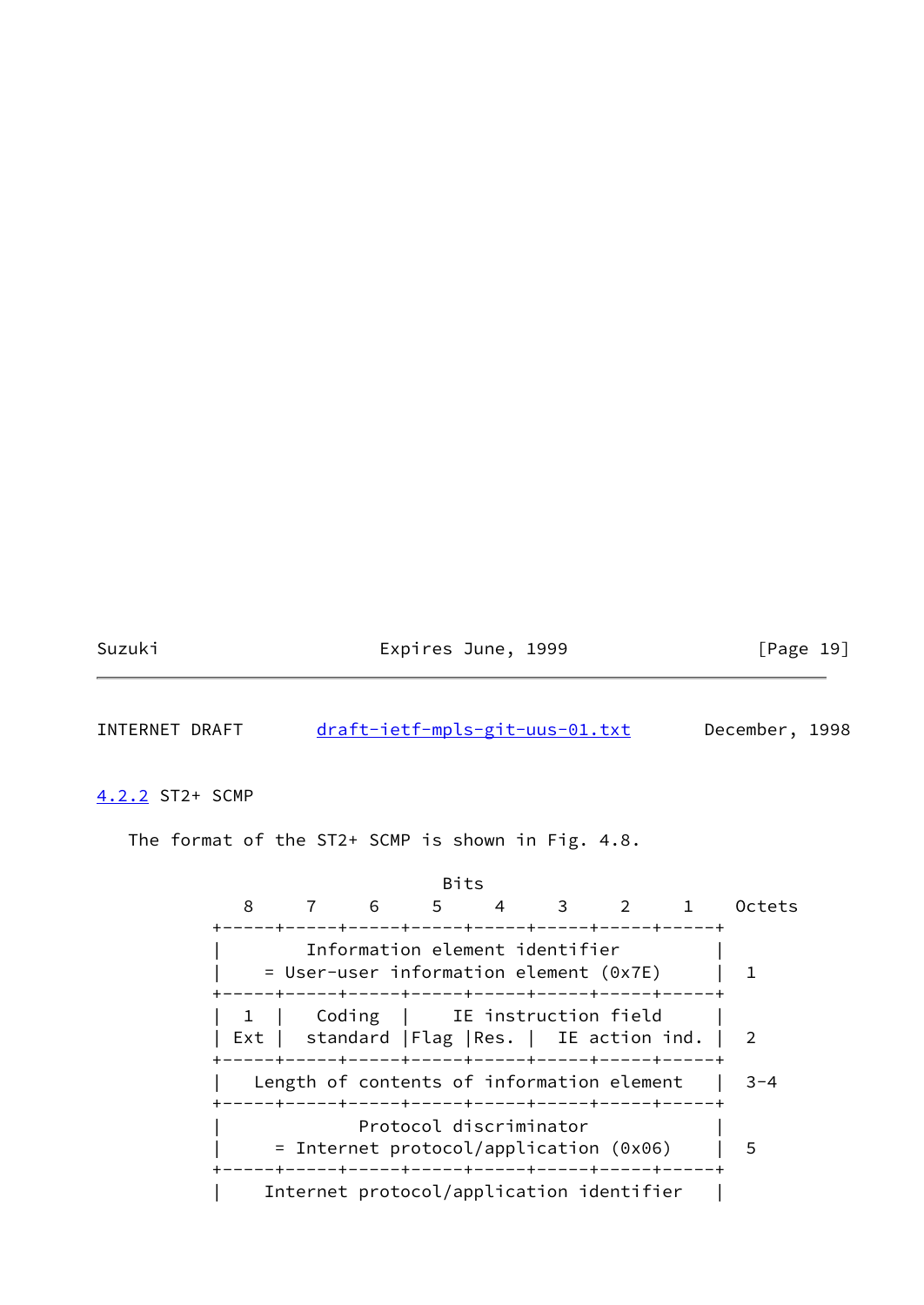### 4.2.2 ST2+ SCMP

The format of the ST2+ SCMP is shown in Fig. 4.8.

```
                             Bits
        8     7     6     5     4     3     2     1    Octets
     +-----+-----+-----+-----+-----+-----+-----+-----+
     |        Information element identifier         |
     |    = User-user information element (0x7E)     |  1
     +-----+-----+-----+-----+-----+-----+-----+-----+
     |  1  |   Coding  |     IE instruction field    |
     | Ext |  standard |Flag |Res. |  IE action ind. |  2
     +-----+-----+-----+-----+-----+-----+-----+-----+
     |   Length of contents of information element   |  3-4
     +-----+-----+-----+-----+-----+-----+-----+-----+
     |             Protocol discriminator            |
     |     = Internet protocol/application (0x06)    |  5
     +-----+-----+-----+-----+-----+-----+-----+-----+
     |    Internet protocol/application identifier   |
```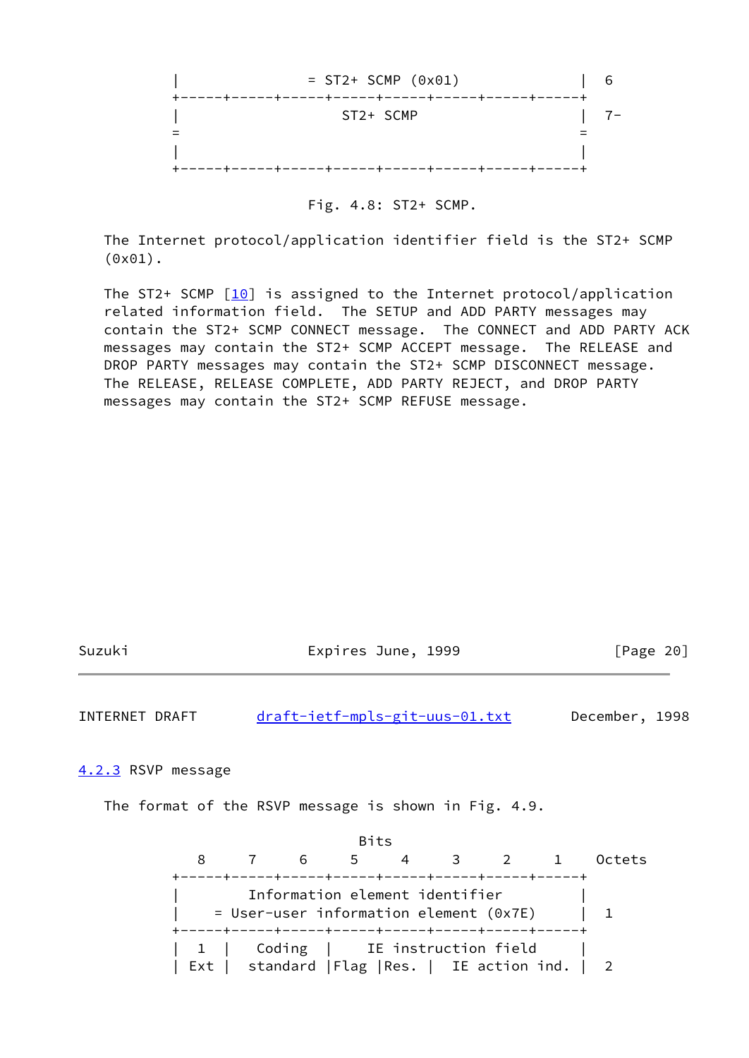```
|                = ST2+ SCMP (0x01)               |  6
+-----+-----+-----+-----+-----+-----+-----+-----+
|                    ST2+ SCMP                    |  7-
=                                                 =
|                                                 |
+-----+-----+-----+-----+-----+-----+-----+-----+
```

Fig. 4.8: ST2+ SCMP.

The Internet protocol/application identifier field is the ST2+ SCMP (0x01).

The ST2+ SCMP [10] is assigned to the Internet protocol/application related information field. The SETUP and ADD PARTY messages may contain the ST2+ SCMP CONNECT message. The CONNECT and ADD PARTY ACK messages may contain the ST2+ SCMP ACCEPT message. The RELEASE and DROP PARTY messages may contain the ST2+ SCMP DISCONNECT message. The RELEASE, RELEASE COMPLETE, ADD PARTY REJECT, and DROP PARTY messages may contain the ST2+ SCMP REFUSE message.

### 4.2.3 RSVP message

The format of the RSVP message is shown in Fig. 4.9.

```
                         Bits
   8     7     6     5     4     3     2     1    Octets
+-----+-----+-----+-----+-----+-----+-----+-----+
|          Information element identifier         |
|    = User-user information element (0x7E)       |  1
+-----+-----+-----+-----+-----+-----+-----+-----+
|  1  |   Coding  |     IE instruction field      |
| Ext |  standard |Flag |Res. |  IE action ind. |  2
```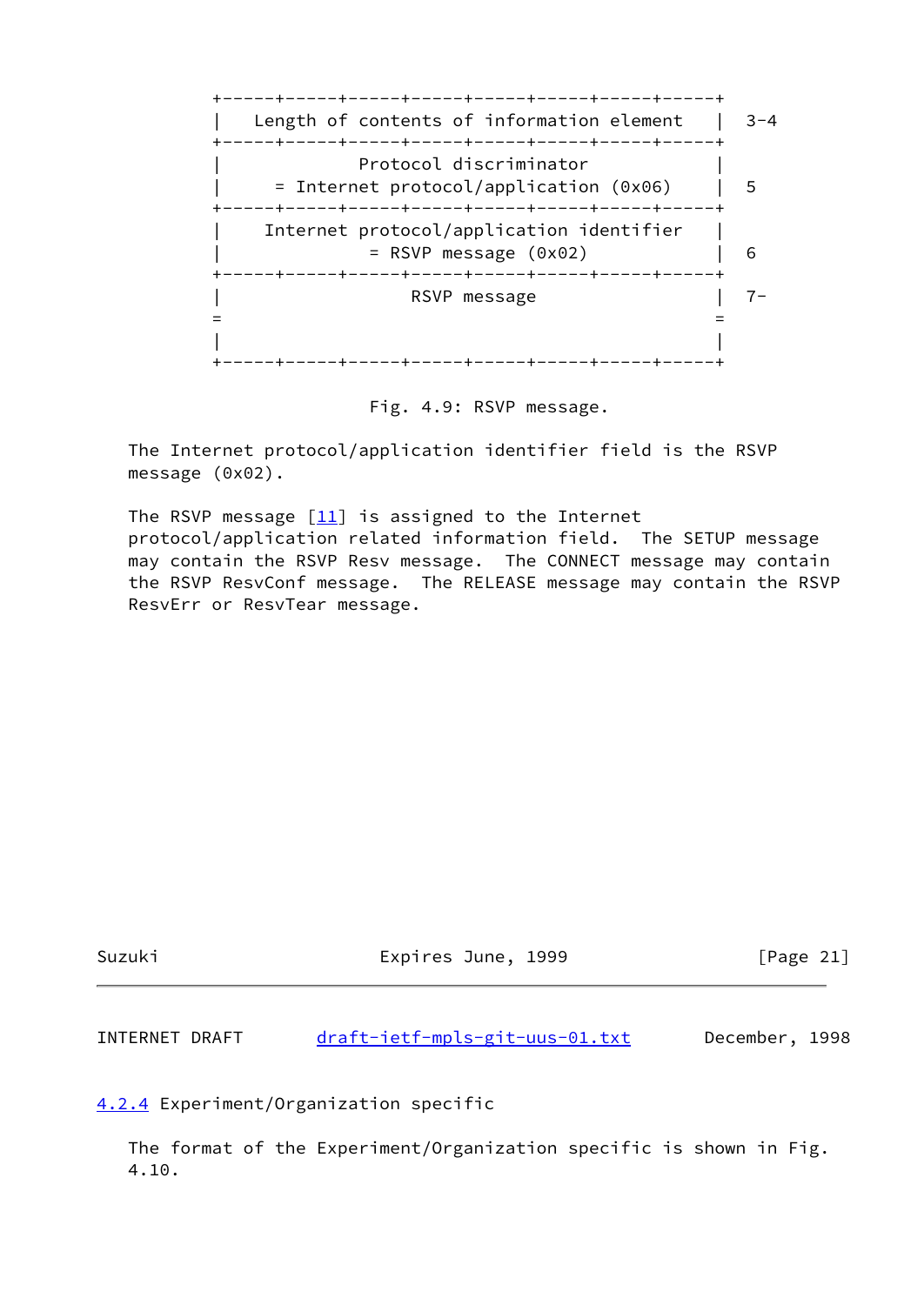```
+-----+-----+-----+-----+-----+-----+-----+-----+
|   Length of contents of information element   |  3-4
+-----+-----+-----+-----+-----+-----+-----+-----+
|              Protocol discriminator           |
|     = Internet protocol/application (0x06)    |  5
+-----+-----+-----+-----+-----+-----+-----+-----+
|    Internet protocol/application identifier   |
|              = RSVP message (0x02)            |  6
+-----+-----+-----+-----+-----+-----+-----+-----+
|                   RSVP message                |  7-
=                                               =
|                                               |
+-----+-----+-----+-----+-----+-----+-----+-----+
```

Fig. 4.9: RSVP message.

The Internet protocol/application identifier field is the RSVP message (0x02).

The RSVP message [11] is assigned to the Internet protocol/application related information field. The SETUP message may contain the RSVP Resv message. The CONNECT message may contain the RSVP ResvConf message. The RELEASE message may contain the RSVP ResvErr or ResvTear message.

### 4.2.4 Experiment/Organization specific

The format of the Experiment/Organization specific is shown in Fig. 4.10.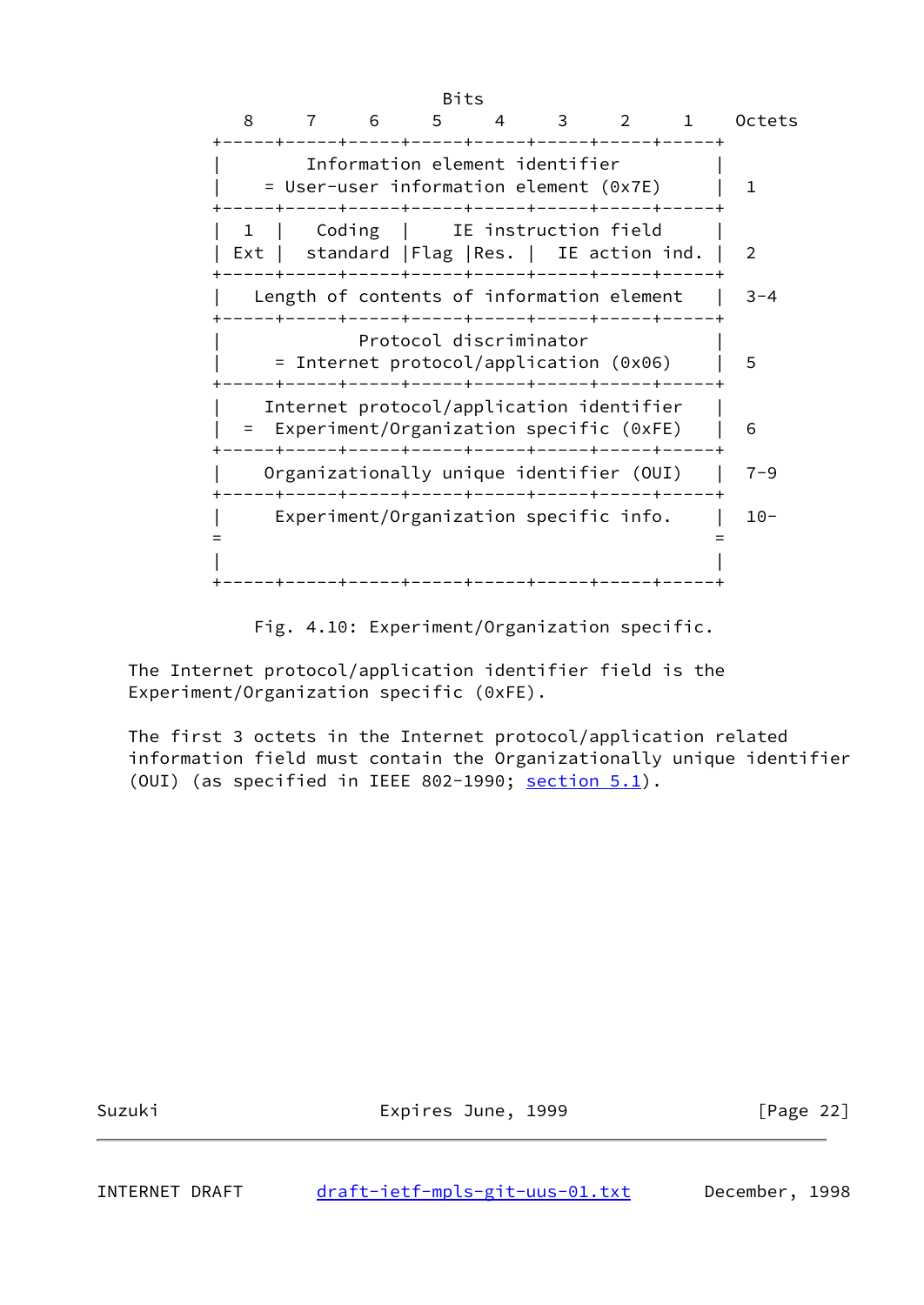```
                              Bits
       8     7     6     5     4     3     2     1    Octets
    +-----+-----+-----+-----+-----+-----+-----+-----+
    |        Information element identifier         |
    |    = User-user information element (0x7E)     |  1
    +-----+-----+-----+-----+-----+-----+-----+-----+
    |  1  |   Coding  |     IE instruction field    |
    | Ext |  standard |Flag |Res. |  IE action ind. |  2
    +-----+-----+-----+-----+-----+-----+-----+-----+
    |   Length of contents of information element   |  3-4
    +-----+-----+-----+-----+-----+-----+-----+-----+
    |             Protocol discriminator            |
    |     = Internet protocol/application (0x06)    |  5
    +-----+-----+-----+-----+-----+-----+-----+-----+
    |    Internet protocol/application identifier   |
    |  =  Experiment/Organization specific (0xFE)   |  6
    +-----+-----+-----+-----+-----+-----+-----+-----+
    |    Organizationally unique identifier (OUI)   |  7-9
    +-----+-----+-----+-----+-----+-----+-----+-----+
    |     Experiment/Organization specific info.    |  10-
    =                                               =
    |                                               |
    +-----+-----+-----+-----+-----+-----+-----+-----+
```

Fig. 4.10: Experiment/Organization specific.

The Internet protocol/application identifier field is the Experiment/Organization specific (0xFE).

The first 3 octets in the Internet protocol/application related information field must contain the Organizationally unique identifier (OUI) (as specified in IEEE 802-1990; section 5.1).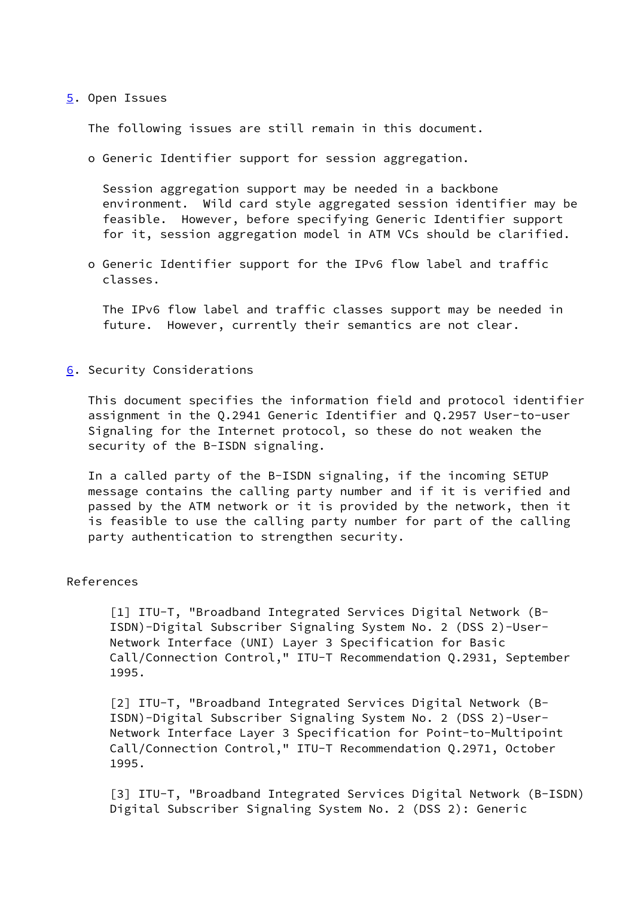## 5. Open Issues

The following issues are still remain in this document.

- Generic Identifier support for session aggregation.

  Session aggregation support may be needed in a backbone environment. Wild card style aggregated session identifier may be feasible. However, before specifying Generic Identifier support for it, session aggregation model in ATM VCs should be clarified.

- Generic Identifier support for the IPv6 flow label and traffic classes.

  The IPv6 flow label and traffic classes support may be needed in future. However, currently their semantics are not clear.

## 6. Security Considerations

This document specifies the information field and protocol identifier assignment in the Q.2941 Generic Identifier and Q.2957 User-to-user Signaling for the Internet protocol, so these do not weaken the security of the B-ISDN signaling.

In a called party of the B-ISDN signaling, if the incoming SETUP message contains the calling party number and if it is verified and passed by the ATM network or it is provided by the network, then it is feasible to use the calling party number for part of the calling party authentication to strengthen security.

## References

[1] ITU-T, "Broadband Integrated Services Digital Network (B-ISDN)-Digital Subscriber Signaling System No. 2 (DSS 2)-User-Network Interface (UNI) Layer 3 Specification for Basic Call/Connection Control," ITU-T Recommendation Q.2931, September 1995.

[2] ITU-T, "Broadband Integrated Services Digital Network (B-ISDN)-Digital Subscriber Signaling System No. 2 (DSS 2)-User-Network Interface Layer 3 Specification for Point-to-Multipoint Call/Connection Control," ITU-T Recommendation Q.2971, October 1995.

[3] ITU-T, "Broadband Integrated Services Digital Network (B-ISDN) Digital Subscriber Signaling System No. 2 (DSS 2): Generic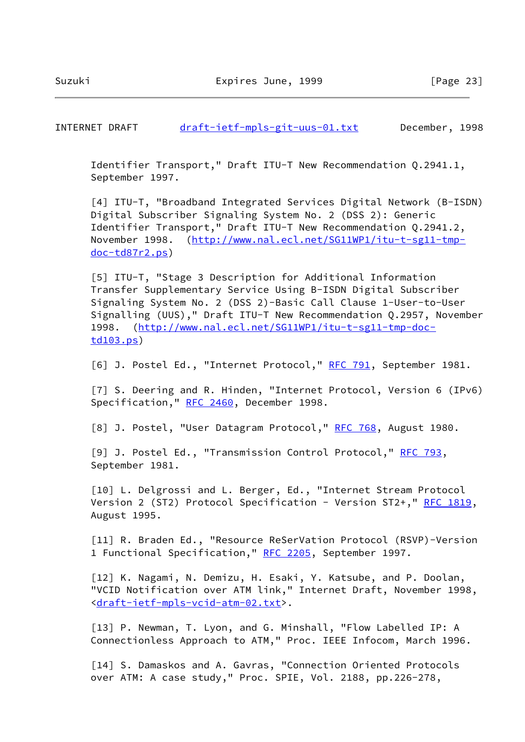Identifier Transport," Draft ITU-T New Recommendation Q.2941.1, September 1997.

[4] ITU-T, "Broadband Integrated Services Digital Network (B-ISDN) Digital Subscriber Signaling System No. 2 (DSS 2): Generic Identifier Transport," Draft ITU-T New Recommendation Q.2941.2, November 1998. (http://www.nal.ecl.net/SG11WP1/itu-t-sg11-tmp-doc-td87r2.ps)

[5] ITU-T, "Stage 3 Description for Additional Information Transfer Supplementary Service Using B-ISDN Digital Subscriber Signaling System No. 2 (DSS 2)-Basic Call Clause 1-User-to-User Signalling (UUS)," Draft ITU-T New Recommendation Q.2957, November 1998. (http://www.nal.ecl.net/SG11WP1/itu-t-sg11-tmp-doc-td103.ps)

[6] J. Postel Ed., "Internet Protocol," RFC 791, September 1981.

[7] S. Deering and R. Hinden, "Internet Protocol, Version 6 (IPv6) Specification," RFC 2460, December 1998.

[8] J. Postel, "User Datagram Protocol," RFC 768, August 1980.

[9] J. Postel Ed., "Transmission Control Protocol," RFC 793, September 1981.

[10] L. Delgrossi and L. Berger, Ed., "Internet Stream Protocol Version 2 (ST2) Protocol Specification - Version ST2+," RFC 1819, August 1995.

[11] R. Braden Ed., "Resource ReSerVation Protocol (RSVP)-Version 1 Functional Specification," RFC 2205, September 1997.

[12] K. Nagami, N. Demizu, H. Esaki, Y. Katsube, and P. Doolan, "VCID Notification over ATM link," Internet Draft, November 1998, <draft-ietf-mpls-vcid-atm-02.txt>.

[13] P. Newman, T. Lyon, and G. Minshall, "Flow Labelled IP: A Connectionless Approach to ATM," Proc. IEEE Infocom, March 1996.

[14] S. Damaskos and A. Gavras, "Connection Oriented Protocols over ATM: A case study," Proc. SPIE, Vol. 2188, pp.226-278,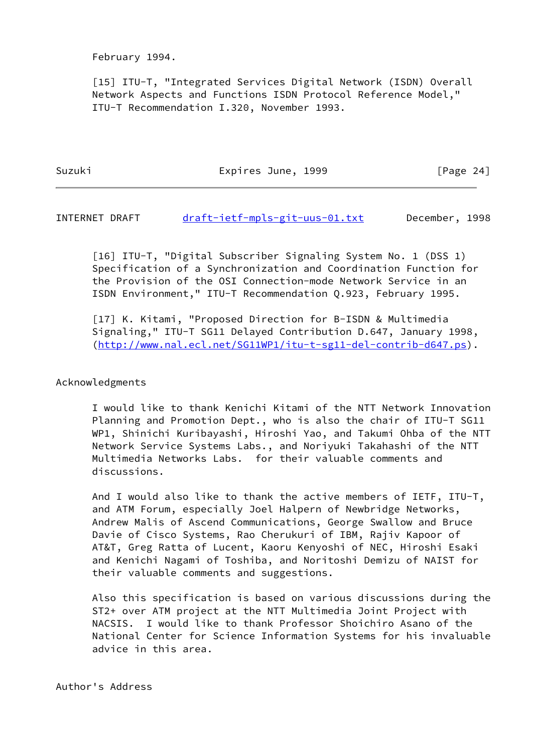February 1994.

[15] ITU-T, "Integrated Services Digital Network (ISDN) Overall Network Aspects and Functions ISDN Protocol Reference Model," ITU-T Recommendation I.320, November 1993.

[16] ITU-T, "Digital Subscriber Signaling System No. 1 (DSS 1) Specification of a Synchronization and Coordination Function for the Provision of the OSI Connection-mode Network Service in an ISDN Environment," ITU-T Recommendation Q.923, February 1995.

[17] K. Kitami, "Proposed Direction for B-ISDN & Multimedia Signaling," ITU-T SG11 Delayed Contribution D.647, January 1998, (http://www.nal.ecl.net/SG11WP1/itu-t-sg11-del-contrib-d647.ps).

## Acknowledgments

I would like to thank Kenichi Kitami of the NTT Network Innovation Planning and Promotion Dept., who is also the chair of ITU-T SG11 WP1, Shinichi Kuribayashi, Hiroshi Yao, and Takumi Ohba of the NTT Network Service Systems Labs., and Noriyuki Takahashi of the NTT Multimedia Networks Labs. for their valuable comments and discussions.

And I would also like to thank the active members of IETF, ITU-T, and ATM Forum, especially Joel Halpern of Newbridge Networks, Andrew Malis of Ascend Communications, George Swallow and Bruce Davie of Cisco Systems, Rao Cherukuri of IBM, Rajiv Kapoor of AT&T, Greg Ratta of Lucent, Kaoru Kenyoshi of NEC, Hiroshi Esaki and Kenichi Nagami of Toshiba, and Noritoshi Demizu of NAIST for their valuable comments and suggestions.

Also this specification is based on various discussions during the ST2+ over ATM project at the NTT Multimedia Joint Project with NACSIS. I would like to thank Professor Shoichiro Asano of the National Center for Science Information Systems for his invaluable advice in this area.

## Author's Address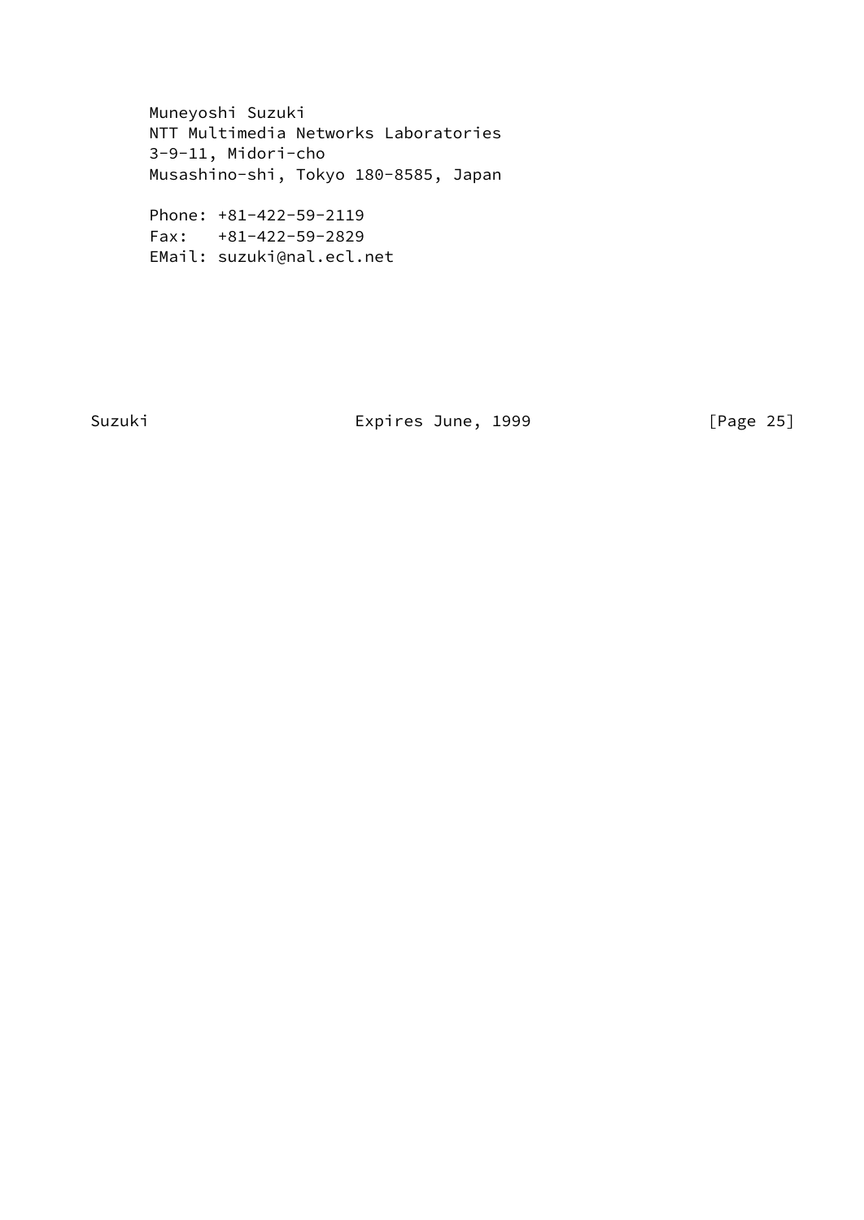Muneyoshi Suzuki
NTT Multimedia Networks Laboratories
3-9-11, Midori-cho
Musashino-shi, Tokyo 180-8585, Japan

Phone: +81-422-59-2119
Fax:   +81-422-59-2829
EMail: suzuki@nal.ecl.net